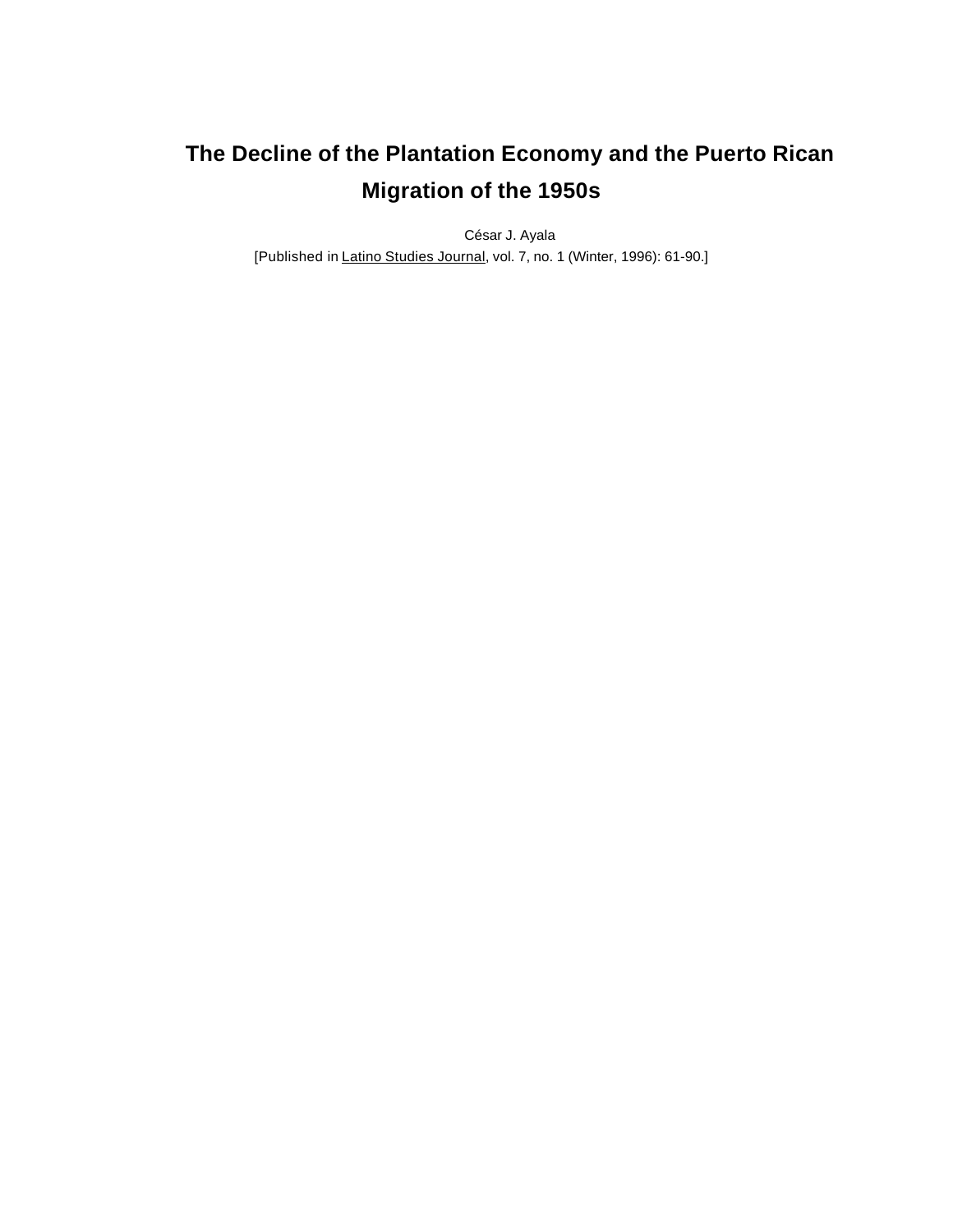# The Decline of the Plantation Economy and the Puerto Rican Migration of the 1950s

César J. Ayala

[Published in Latino Studies Journal, vol. 7, no. 1 (Winter, 1996): 61-90.]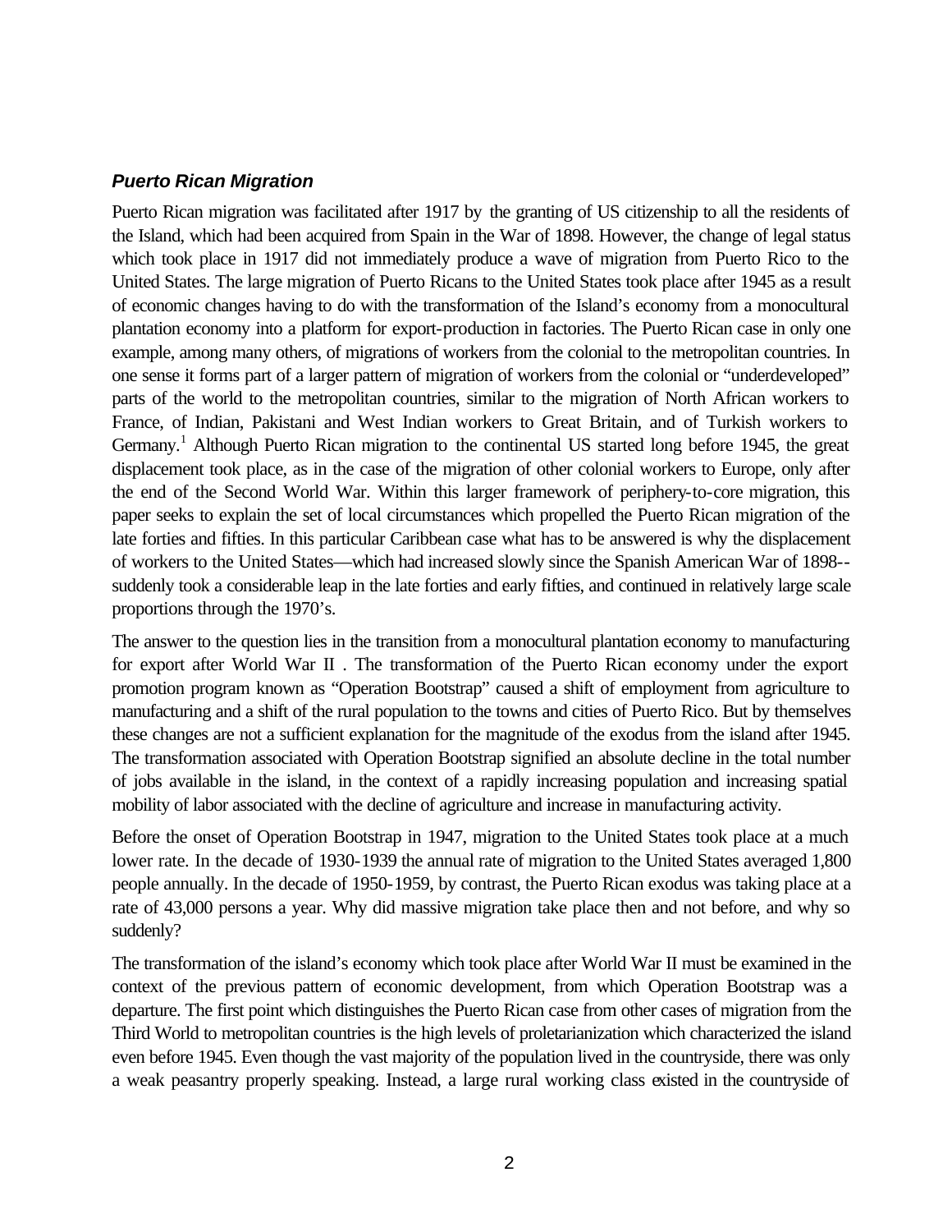### *Puerto Rican Migration*

Puerto Rican migration was facilitated after 1917 by the granting of US citizenship to all the residents of the Island, which had been acquired from Spain in the War of 1898. However, the change of legal status which took place in 1917 did not immediately produce a wave of migration from Puerto Rico to the United States. The large migration of Puerto Ricans to the United States took place after 1945 as a result of economic changes having to do with the transformation of the Island's economy from a monocultural plantation economy into a platform for export-production in factories. The Puerto Rican case in only one example, among many others, of migrations of workers from the colonial to the metropolitan countries. In one sense it forms part of a larger pattern of migration of workers from the colonial or "underdeveloped" parts of the world to the metropolitan countries, similar to the migration of North African workers to France, of Indian, Pakistani and West Indian workers to Great Britain, and of Turkish workers to Germany.[1] Although Puerto Rican migration to the continental US started long before 1945, the great displacement took place, as in the case of the migration of other colonial workers to Europe, only after the end of the Second World War. Within this larger framework of periphery-to-core migration, this paper seeks to explain the set of local circumstances which propelled the Puerto Rican migration of the late forties and fifties. In this particular Caribbean case what has to be answered is why the displacement of workers to the United States—which had increased slowly since the Spanish American War of 1898--suddenly took a considerable leap in the late forties and early fifties, and continued in relatively large scale proportions through the 1970's.

The answer to the question lies in the transition from a monocultural plantation economy to manufacturing for export after World War II . The transformation of the Puerto Rican economy under the export promotion program known as "Operation Bootstrap" caused a shift of employment from agriculture to manufacturing and a shift of the rural population to the towns and cities of Puerto Rico. But by themselves these changes are not a sufficient explanation for the magnitude of the exodus from the island after 1945. The transformation associated with Operation Bootstrap signified an absolute decline in the total number of jobs available in the island, in the context of a rapidly increasing population and increasing spatial mobility of labor associated with the decline of agriculture and increase in manufacturing activity.

Before the onset of Operation Bootstrap in 1947, migration to the United States took place at a much lower rate. In the decade of 1930-1939 the annual rate of migration to the United States averaged 1,800 people annually. In the decade of 1950-1959, by contrast, the Puerto Rican exodus was taking place at a rate of 43,000 persons a year. Why did massive migration take place then and not before, and why so suddenly?

The transformation of the island's economy which took place after World War II must be examined in the context of the previous pattern of economic development, from which Operation Bootstrap was a departure. The first point which distinguishes the Puerto Rican case from other cases of migration from the Third World to metropolitan countries is the high levels of proletarianization which characterized the island even before 1945. Even though the vast majority of the population lived in the countryside, there was only a weak peasantry properly speaking. Instead, a large rural working class existed in the countryside of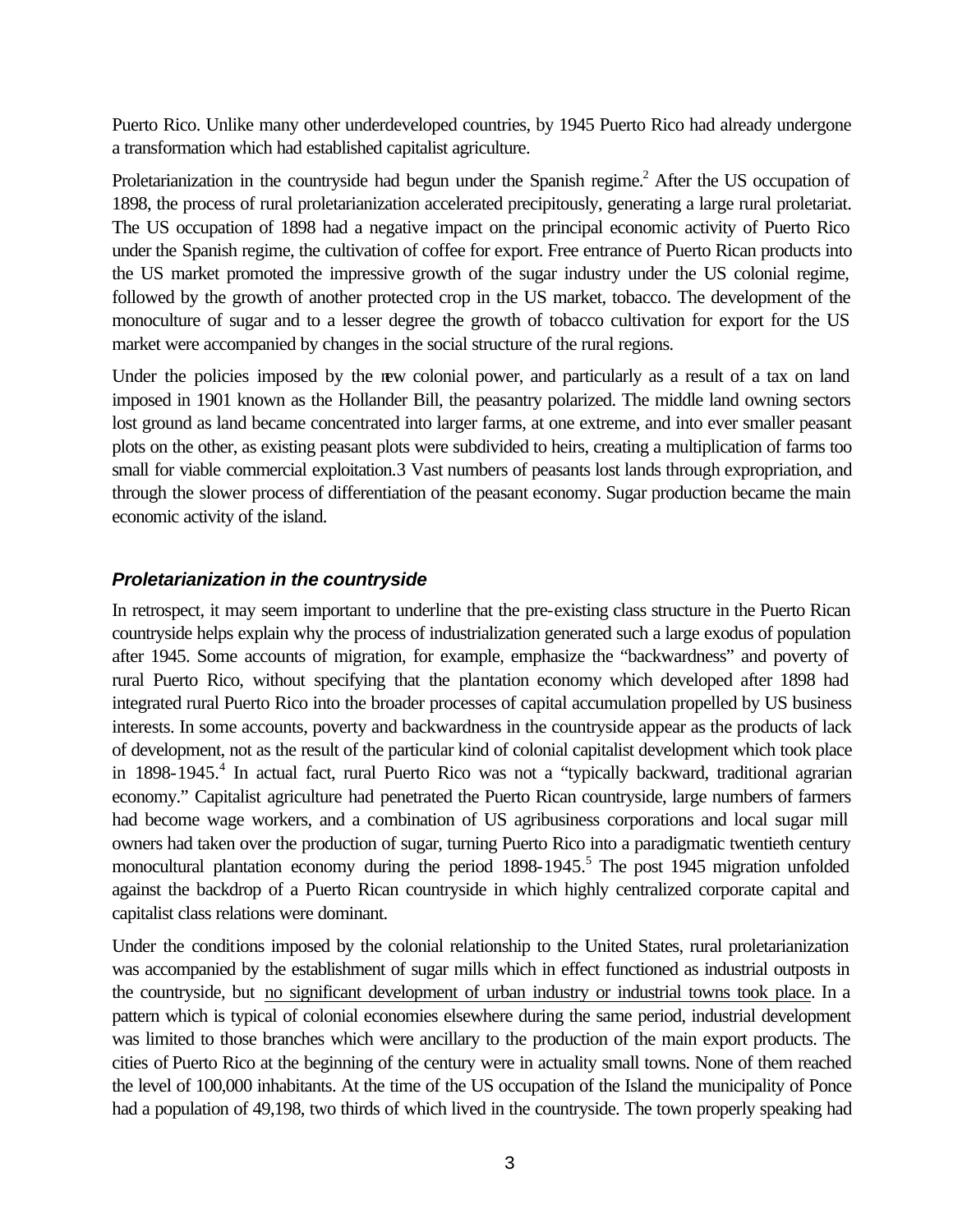Puerto Rico. Unlike many other underdeveloped countries, by 1945 Puerto Rico had already undergone a transformation which had established capitalist agriculture.

Proletarianization in the countryside had begun under the Spanish regime.[2] After the US occupation of 1898, the process of rural proletarianization accelerated precipitously, generating a large rural proletariat. The US occupation of 1898 had a negative impact on the principal economic activity of Puerto Rico under the Spanish regime, the cultivation of coffee for export. Free entrance of Puerto Rican products into the US market promoted the impressive growth of the sugar industry under the US colonial regime, followed by the growth of another protected crop in the US market, tobacco. The development of the monoculture of sugar and to a lesser degree the growth of tobacco cultivation for export for the US market were accompanied by changes in the social structure of the rural regions.

Under the policies imposed by the new colonial power, and particularly as a result of a tax on land imposed in 1901 known as the Hollander Bill, the peasantry polarized. The middle land owning sectors lost ground as land became concentrated into larger farms, at one extreme, and into ever smaller peasant plots on the other, as existing peasant plots were subdivided to heirs, creating a multiplication of farms too small for viable commercial exploitation.3 Vast numbers of peasants lost lands through expropriation, and through the slower process of differentiation of the peasant economy. Sugar production became the main economic activity of the island.

### *Proletarianization in the countryside*

In retrospect, it may seem important to underline that the pre-existing class structure in the Puerto Rican countryside helps explain why the process of industrialization generated such a large exodus of population after 1945. Some accounts of migration, for example, emphasize the "backwardness" and poverty of rural Puerto Rico, without specifying that the plantation economy which developed after 1898 had integrated rural Puerto Rico into the broader processes of capital accumulation propelled by US business interests. In some accounts, poverty and backwardness in the countryside appear as the products of lack of development, not as the result of the particular kind of colonial capitalist development which took place in 1898-1945.[4] In actual fact, rural Puerto Rico was not a "typically backward, traditional agrarian economy." Capitalist agriculture had penetrated the Puerto Rican countryside, large numbers of farmers had become wage workers, and a combination of US agribusiness corporations and local sugar mill owners had taken over the production of sugar, turning Puerto Rico into a paradigmatic twentieth century monocultural plantation economy during the period 1898-1945.[5] The post 1945 migration unfolded against the backdrop of a Puerto Rican countryside in which highly centralized corporate capital and capitalist class relations were dominant.

Under the conditions imposed by the colonial relationship to the United States, rural proletarianization was accompanied by the establishment of sugar mills which in effect functioned as industrial outposts in the countryside, but no significant development of urban industry or industrial towns took place. In a pattern which is typical of colonial economies elsewhere during the same period, industrial development was limited to those branches which were ancillary to the production of the main export products. The cities of Puerto Rico at the beginning of the century were in actuality small towns. None of them reached the level of 100,000 inhabitants. At the time of the US occupation of the Island the municipality of Ponce had a population of 49,198, two thirds of which lived in the countryside. The town properly speaking had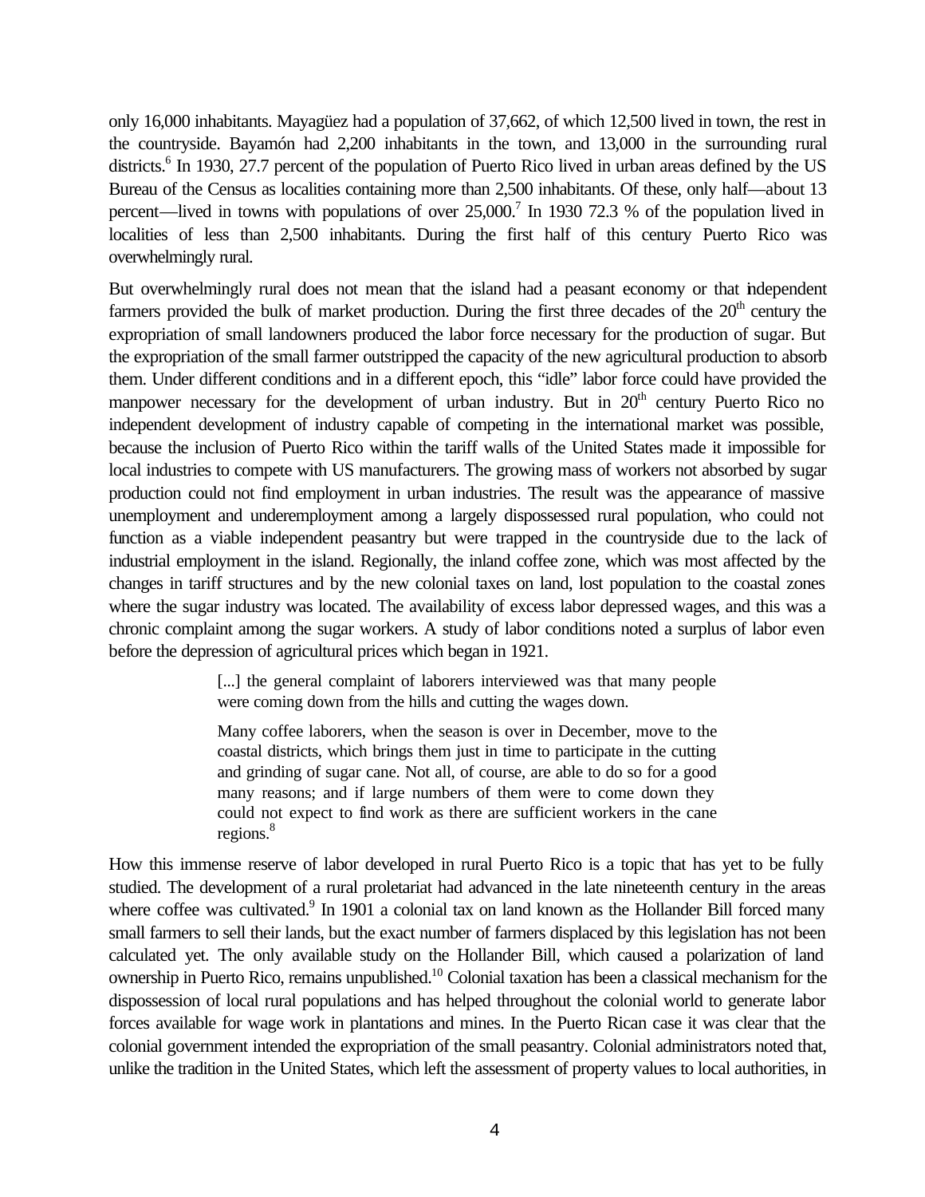only 16,000 inhabitants. Mayagüez had a population of 37,662, of which 12,500 lived in town, the rest in the countryside. Bayamón had 2,200 inhabitants in the town, and 13,000 in the surrounding rural districts.[6] In 1930, 27.7 percent of the population of Puerto Rico lived in urban areas defined by the US Bureau of the Census as localities containing more than 2,500 inhabitants. Of these, only half—about 13 percent—lived in towns with populations of over 25,000.[7] In 1930 72.3 % of the population lived in localities of less than 2,500 inhabitants. During the first half of this century Puerto Rico was overwhelmingly rural.

But overwhelmingly rural does not mean that the island had a peasant economy or that independent farmers provided the bulk of market production. During the first three decades of the 20th century the expropriation of small landowners produced the labor force necessary for the production of sugar. But the expropriation of the small farmer outstripped the capacity of the new agricultural production to absorb them. Under different conditions and in a different epoch, this "idle" labor force could have provided the manpower necessary for the development of urban industry. But in 20th century Puerto Rico no independent development of industry capable of competing in the international market was possible, because the inclusion of Puerto Rico within the tariff walls of the United States made it impossible for local industries to compete with US manufacturers. The growing mass of workers not absorbed by sugar production could not find employment in urban industries. The result was the appearance of massive unemployment and underemployment among a largely dispossessed rural population, who could not function as a viable independent peasantry but were trapped in the countryside due to the lack of industrial employment in the island. Regionally, the inland coffee zone, which was most affected by the changes in tariff structures and by the new colonial taxes on land, lost population to the coastal zones where the sugar industry was located. The availability of excess labor depressed wages, and this was a chronic complaint among the sugar workers. A study of labor conditions noted a surplus of labor even before the depression of agricultural prices which began in 1921.

> [...] the general complaint of laborers interviewed was that many people were coming down from the hills and cutting the wages down.
>
> Many coffee laborers, when the season is over in December, move to the coastal districts, which brings them just in time to participate in the cutting and grinding of sugar cane. Not all, of course, are able to do so for a good many reasons; and if large numbers of them were to come down they could not expect to find work as there are sufficient workers in the cane regions.[8]

How this immense reserve of labor developed in rural Puerto Rico is a topic that has yet to be fully studied. The development of a rural proletariat had advanced in the late nineteenth century in the areas where coffee was cultivated.[9] In 1901 a colonial tax on land known as the Hollander Bill forced many small farmers to sell their lands, but the exact number of farmers displaced by this legislation has not been calculated yet. The only available study on the Hollander Bill, which caused a polarization of land ownership in Puerto Rico, remains unpublished.[10] Colonial taxation has been a classical mechanism for the dispossession of local rural populations and has helped throughout the colonial world to generate labor forces available for wage work in plantations and mines. In the Puerto Rican case it was clear that the colonial government intended the expropriation of the small peasantry. Colonial administrators noted that, unlike the tradition in the United States, which left the assessment of property values to local authorities, in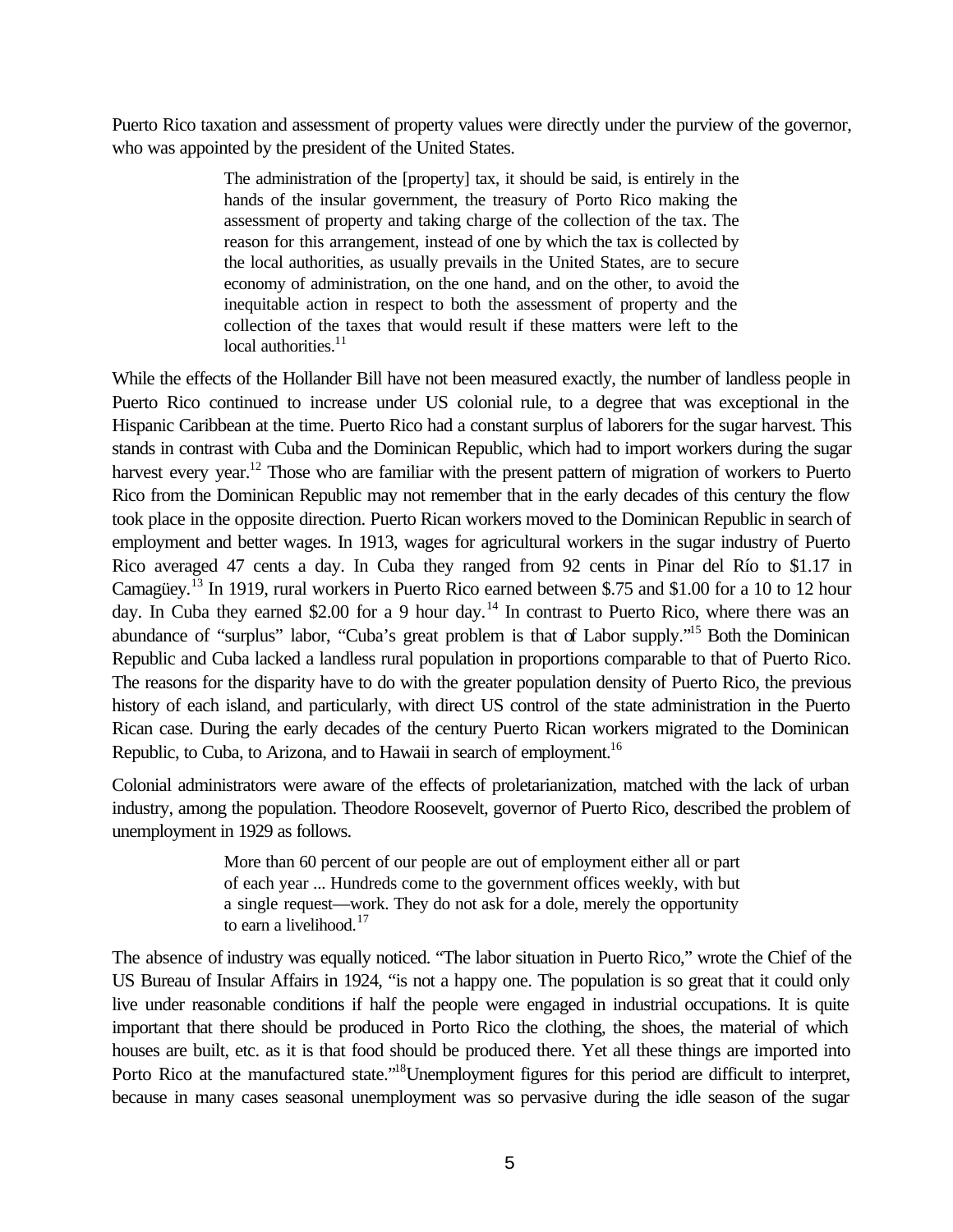Puerto Rico taxation and assessment of property values were directly under the purview of the governor, who was appointed by the president of the United States.

> The administration of the [property] tax, it should be said, is entirely in the hands of the insular government, the treasury of Porto Rico making the assessment of property and taking charge of the collection of the tax. The reason for this arrangement, instead of one by which the tax is collected by the local authorities, as usually prevails in the United States, are to secure economy of administration, on the one hand, and on the other, to avoid the inequitable action in respect to both the assessment of property and the collection of the taxes that would result if these matters were left to the local authorities.[11]

While the effects of the Hollander Bill have not been measured exactly, the number of landless people in Puerto Rico continued to increase under US colonial rule, to a degree that was exceptional in the Hispanic Caribbean at the time. Puerto Rico had a constant surplus of laborers for the sugar harvest. This stands in contrast with Cuba and the Dominican Republic, which had to import workers during the sugar harvest every year.[12] Those who are familiar with the present pattern of migration of workers to Puerto Rico from the Dominican Republic may not remember that in the early decades of this century the flow took place in the opposite direction. Puerto Rican workers moved to the Dominican Republic in search of employment and better wages. In 1913, wages for agricultural workers in the sugar industry of Puerto Rico averaged 47 cents a day. In Cuba they ranged from 92 cents in Pinar del Río to $1.17 in Camagüey.[13] In 1919, rural workers in Puerto Rico earned between $.75 and $1.00 for a 10 to 12 hour day. In Cuba they earned $2.00 for a 9 hour day.[14] In contrast to Puerto Rico, where there was an abundance of "surplus" labor, "Cuba's great problem is that of Labor supply."[15] Both the Dominican Republic and Cuba lacked a landless rural population in proportions comparable to that of Puerto Rico. The reasons for the disparity have to do with the greater population density of Puerto Rico, the previous history of each island, and particularly, with direct US control of the state administration in the Puerto Rican case. During the early decades of the century Puerto Rican workers migrated to the Dominican Republic, to Cuba, to Arizona, and to Hawaii in search of employment.[16]

Colonial administrators were aware of the effects of proletarianization, matched with the lack of urban industry, among the population. Theodore Roosevelt, governor of Puerto Rico, described the problem of unemployment in 1929 as follows.

> More than 60 percent of our people are out of employment either all or part of each year ... Hundreds come to the government offices weekly, with but a single request—work. They do not ask for a dole, merely the opportunity to earn a livelihood.[17]

The absence of industry was equally noticed. "The labor situation in Puerto Rico," wrote the Chief of the US Bureau of Insular Affairs in 1924, "is not a happy one. The population is so great that it could only live under reasonable conditions if half the people were engaged in industrial occupations. It is quite important that there should be produced in Porto Rico the clothing, the shoes, the material of which houses are built, etc. as it is that food should be produced there. Yet all these things are imported into Porto Rico at the manufactured state."[18] Unemployment figures for this period are difficult to interpret, because in many cases seasonal unemployment was so pervasive during the idle season of the sugar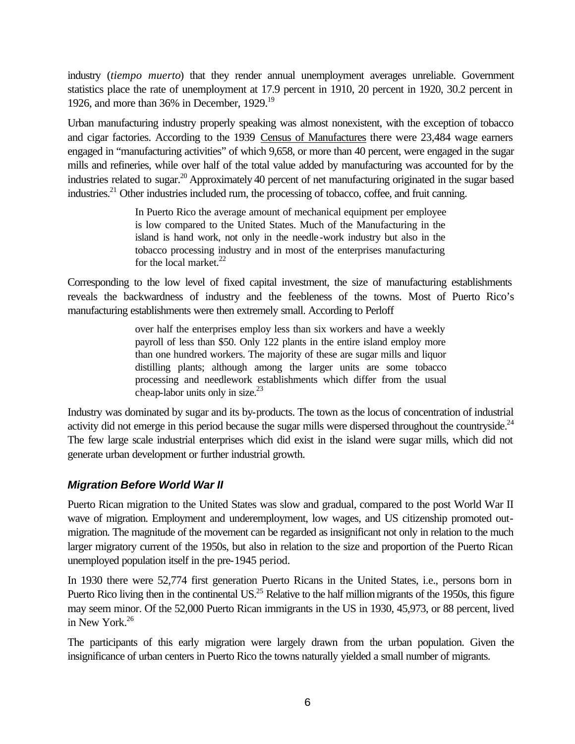industry (*tiempo muerto*) that they render annual unemployment averages unreliable. Government statistics place the rate of unemployment at 17.9 percent in 1910, 20 percent in 1920, 30.2 percent in 1926, and more than 36% in December, 1929.[19]

Urban manufacturing industry properly speaking was almost nonexistent, with the exception of tobacco and cigar factories. According to the 1939 Census of Manufactures there were 23,484 wage earners engaged in "manufacturing activities" of which 9,658, or more than 40 percent, were engaged in the sugar mills and refineries, while over half of the total value added by manufacturing was accounted for by the industries related to sugar.[20] Approximately 40 percent of net manufacturing originated in the sugar based industries.[21] Other industries included rum, the processing of tobacco, coffee, and fruit canning.

> In Puerto Rico the average amount of mechanical equipment per employee is low compared to the United States. Much of the Manufacturing in the island is hand work, not only in the needle-work industry but also in the tobacco processing industry and in most of the enterprises manufacturing for the local market.[22]

Corresponding to the low level of fixed capital investment, the size of manufacturing establishments reveals the backwardness of industry and the feebleness of the towns. Most of Puerto Rico's manufacturing establishments were then extremely small. According to Perloff

> over half the enterprises employ less than six workers and have a weekly payroll of less than $50. Only 122 plants in the entire island employ more than one hundred workers. The majority of these are sugar mills and liquor distilling plants; although among the larger units are some tobacco processing and needlework establishments which differ from the usual cheap-labor units only in size.[23]

Industry was dominated by sugar and its by-products. The town as the locus of concentration of industrial activity did not emerge in this period because the sugar mills were dispersed throughout the countryside.[24] The few large scale industrial enterprises which did exist in the island were sugar mills, which did not generate urban development or further industrial growth.

### *Migration Before World War II*

Puerto Rican migration to the United States was slow and gradual, compared to the post World War II wave of migration. Employment and underemployment, low wages, and US citizenship promoted out-migration. The magnitude of the movement can be regarded as insignificant not only in relation to the much larger migratory current of the 1950s, but also in relation to the size and proportion of the Puerto Rican unemployed population itself in the pre-1945 period.

In 1930 there were 52,774 first generation Puerto Ricans in the United States, i.e., persons born in Puerto Rico living then in the continental US.[25] Relative to the half million migrants of the 1950s, this figure may seem minor. Of the 52,000 Puerto Rican immigrants in the US in 1930, 45,973, or 88 percent, lived in New York.[26]

The participants of this early migration were largely drawn from the urban population. Given the insignificance of urban centers in Puerto Rico the towns naturally yielded a small number of migrants.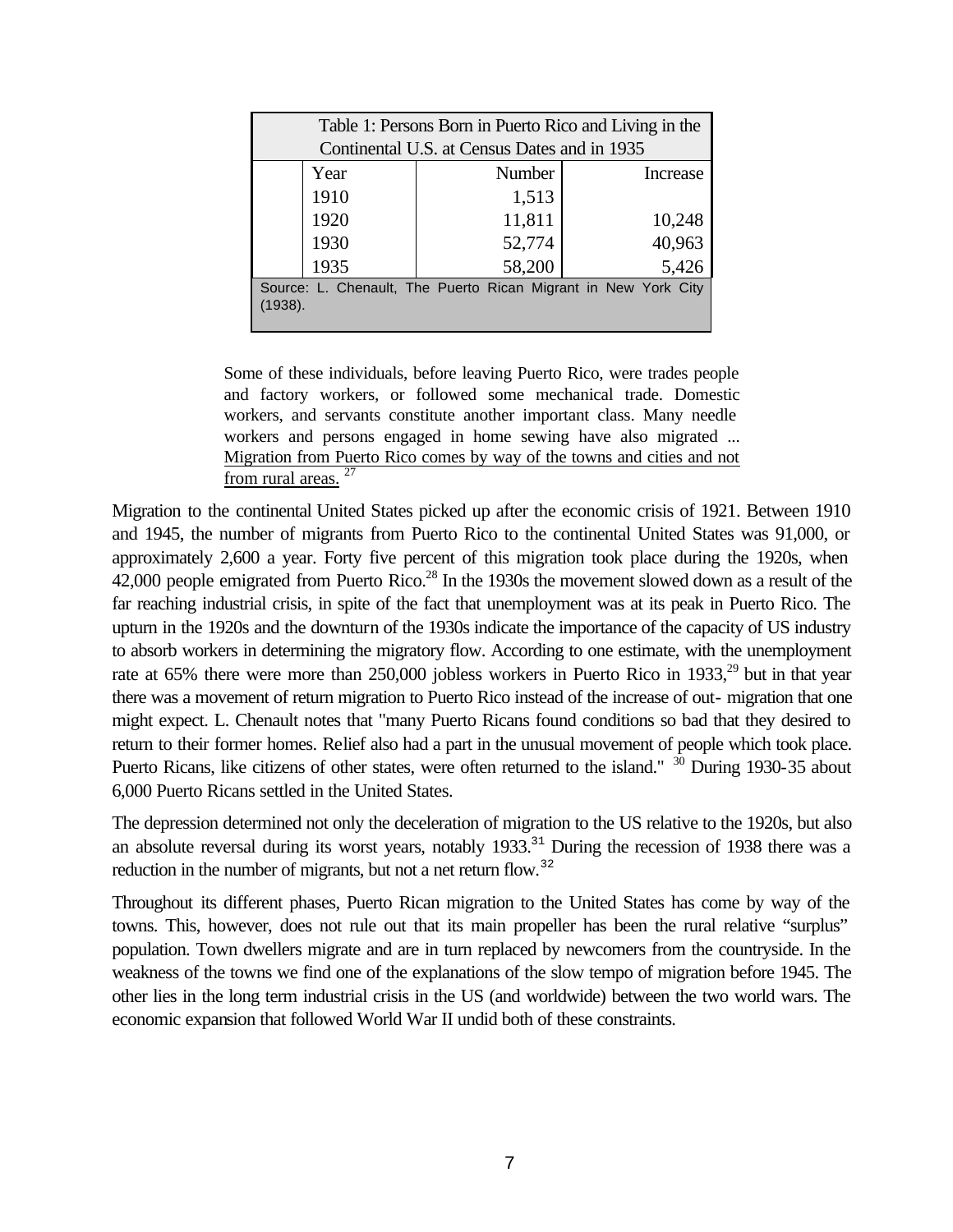Table 1: Persons Born in Puerto Rico and Living in the Continental U.S. at Census Dates and in 1935

| Year | Number | Increase |
|---|---|---|
| 1910 | 1,513 | |
| 1920 | 11,811 | 10,248 |
| 1930 | 52,774 | 40,963 |
| 1935 | 58,200 | 5,426 |

Source: L. Chenault, The Puerto Rican Migrant in New York City (1938).

> Some of these individuals, before leaving Puerto Rico, were trades people and factory workers, or followed some mechanical trade. Domestic workers, and servants constitute another important class. Many needle workers and persons engaged in home sewing have also migrated ... Migration from Puerto Rico comes by way of the towns and cities and not from rural areas. [27]

Migration to the continental United States picked up after the economic crisis of 1921. Between 1910 and 1945, the number of migrants from Puerto Rico to the continental United States was 91,000, or approximately 2,600 a year. Forty five percent of this migration took place during the 1920s, when 42,000 people emigrated from Puerto Rico.[28] In the 1930s the movement slowed down as a result of the far reaching industrial crisis, in spite of the fact that unemployment was at its peak in Puerto Rico. The upturn in the 1920s and the downturn of the 1930s indicate the importance of the capacity of US industry to absorb workers in determining the migratory flow. According to one estimate, with the unemployment rate at 65% there were more than 250,000 jobless workers in Puerto Rico in 1933,[29] but in that year there was a movement of return migration to Puerto Rico instead of the increase of out- migration that one might expect. L. Chenault notes that "many Puerto Ricans found conditions so bad that they desired to return to their former homes. Relief also had a part in the unusual movement of people which took place. Puerto Ricans, like citizens of other states, were often returned to the island." [30] During 1930-35 about 6,000 Puerto Ricans settled in the United States.

The depression determined not only the deceleration of migration to the US relative to the 1920s, but also an absolute reversal during its worst years, notably 1933.[31] During the recession of 1938 there was a reduction in the number of migrants, but not a net return flow.[32]

Throughout its different phases, Puerto Rican migration to the United States has come by way of the towns. This, however, does not rule out that its main propeller has been the rural relative "surplus" population. Town dwellers migrate and are in turn replaced by newcomers from the countryside. In the weakness of the towns we find one of the explanations of the slow tempo of migration before 1945. The other lies in the long term industrial crisis in the US (and worldwide) between the two world wars. The economic expansion that followed World War II undid both of these constraints.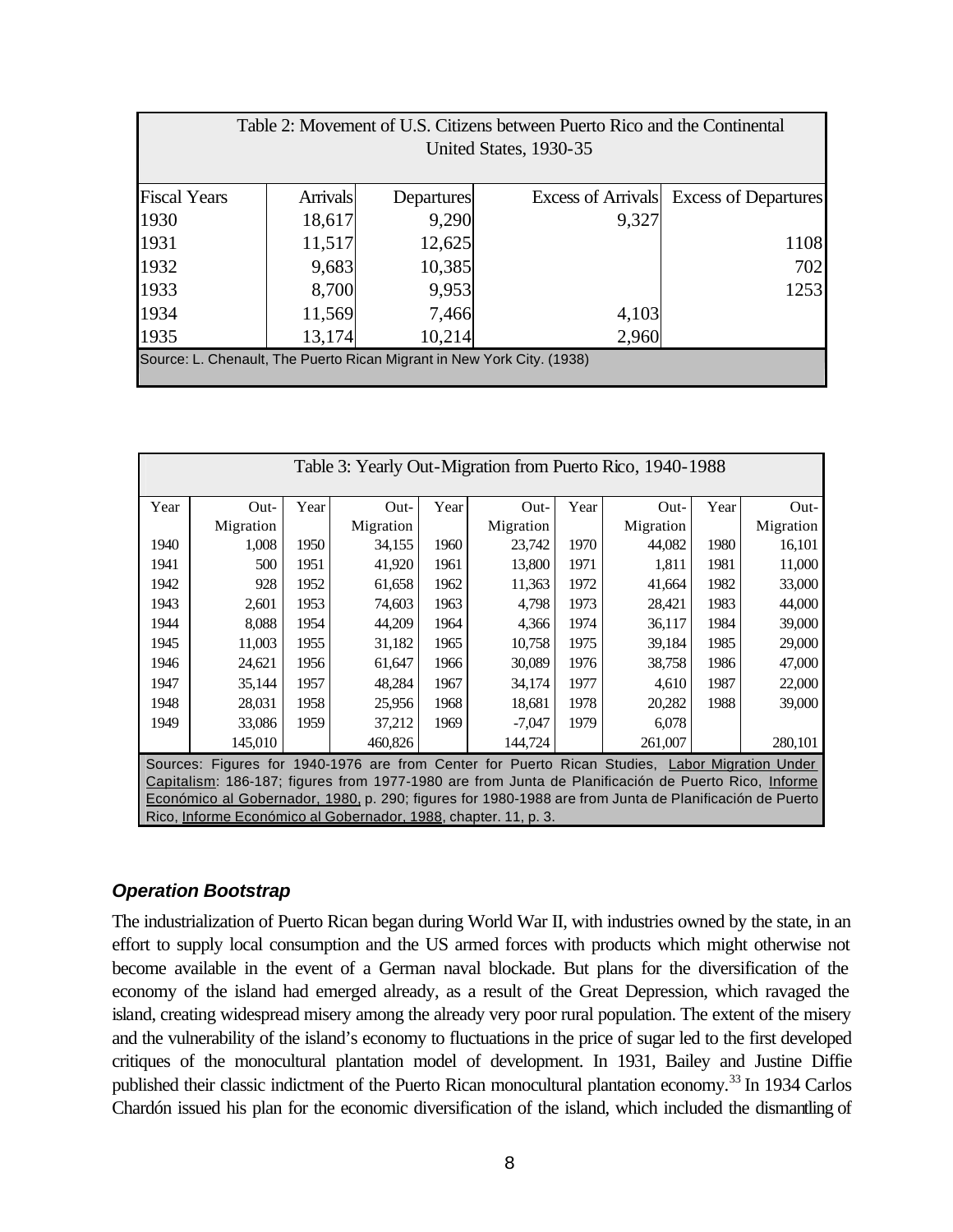| Table 2: Movement of U.S. Citizens between Puerto Rico and the Continental United States, 1930-35 | | | | |
|---|---|---|---|---|
| Fiscal Years | Arrivals | Departures | Excess of Arrivals | Excess of Departures |
| 1930 | 18,617 | 9,290 | 9,327 | |
| 1931 | 11,517 | 12,625 | | 1108 |
| 1932 | 9,683 | 10,385 | | 702 |
| 1933 | 8,700 | 9,953 | | 1253 |
| 1934 | 11,569 | 7,466 | 4,103 | |
| 1935 | 13,174 | 10,214 | 2,960 | |
| Source: L. Chenault, The Puerto Rican Migrant in New York City. (1938) | | | | |

| Table 3: Yearly Out-Migration from Puerto Rico, 1940-1988 | | | | | | | | | |
|---|---|---|---|---|---|---|---|---|---|
| Year | Out-Migration | Year | Out-Migration | Year | Out-Migration | Year | Out-Migration | Year | Out-Migration |
| 1940 | 1,008 | 1950 | 34,155 | 1960 | 23,742 | 1970 | 44,082 | 1980 | 16,101 |
| 1941 | 500 | 1951 | 41,920 | 1961 | 13,800 | 1971 | 1,811 | 1981 | 11,000 |
| 1942 | 928 | 1952 | 61,658 | 1962 | 11,363 | 1972 | 41,664 | 1982 | 33,000 |
| 1943 | 2,601 | 1953 | 74,603 | 1963 | 4,798 | 1973 | 28,421 | 1983 | 44,000 |
| 1944 | 8,088 | 1954 | 44,209 | 1964 | 4,366 | 1974 | 36,117 | 1984 | 39,000 |
| 1945 | 11,003 | 1955 | 31,182 | 1965 | 10,758 | 1975 | 39,184 | 1985 | 29,000 |
| 1946 | 24,621 | 1956 | 61,647 | 1966 | 30,089 | 1976 | 38,758 | 1986 | 47,000 |
| 1947 | 35,144 | 1957 | 48,284 | 1967 | 34,174 | 1977 | 4,610 | 1987 | 22,000 |
| 1948 | 28,031 | 1958 | 25,956 | 1968 | 18,681 | 1978 | 20,282 | 1988 | 39,000 |
| 1949 | 33,086 | 1959 | 37,212 | 1969 | -7,047 | 1979 | 6,078 | | |
| | 145,010 | | 460,826 | | 144,724 | | 261,007 | | 280,101 |

Sources: Figures for 1940-1976 are from Center for Puerto Rican Studies, Labor Migration Under Capitalism: 186-187; figures from 1977-1980 are from Junta de Planificación de Puerto Rico, Informe Económico al Gobernador, 1980, p. 290; figures for 1980-1988 are from Junta de Planificación de Puerto Rico, Informe Económico al Gobernador, 1988, chapter. 11, p. 3.

### *Operation Bootstrap*

The industrialization of Puerto Rican began during World War II, with industries owned by the state, in an effort to supply local consumption and the US armed forces with products which might otherwise not become available in the event of a German naval blockade. But plans for the diversification of the economy of the island had emerged already, as a result of the Great Depression, which ravaged the island, creating widespread misery among the already very poor rural population. The extent of the misery and the vulnerability of the island's economy to fluctuations in the price of sugar led to the first developed critiques of the monocultural plantation model of development. In 1931, Bailey and Justine Diffie published their classic indictment of the Puerto Rican monocultural plantation economy.[33] In 1934 Carlos Chardón issued his plan for the economic diversification of the island, which included the dismantling of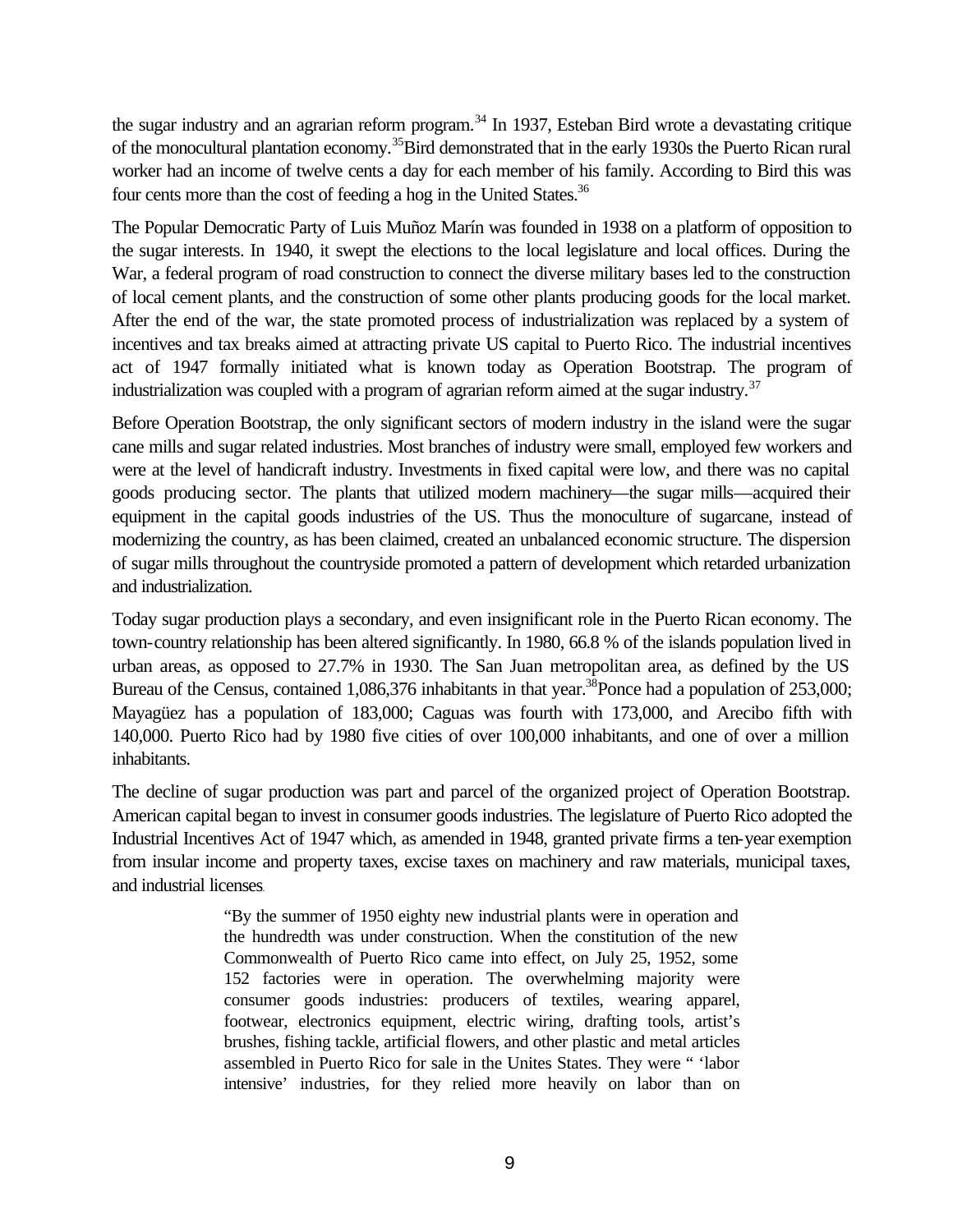the sugar industry and an agrarian reform program.[34] In 1937, Esteban Bird wrote a devastating critique of the monocultural plantation economy.[35] Bird demonstrated that in the early 1930s the Puerto Rican rural worker had an income of twelve cents a day for each member of his family. According to Bird this was four cents more than the cost of feeding a hog in the United States.[36]

The Popular Democratic Party of Luis Muñoz Marín was founded in 1938 on a platform of opposition to the sugar interests. In 1940, it swept the elections to the local legislature and local offices. During the War, a federal program of road construction to connect the diverse military bases led to the construction of local cement plants, and the construction of some other plants producing goods for the local market. After the end of the war, the state promoted process of industrialization was replaced by a system of incentives and tax breaks aimed at attracting private US capital to Puerto Rico. The industrial incentives act of 1947 formally initiated what is known today as Operation Bootstrap. The program of industrialization was coupled with a program of agrarian reform aimed at the sugar industry.[37]

Before Operation Bootstrap, the only significant sectors of modern industry in the island were the sugar cane mills and sugar related industries. Most branches of industry were small, employed few workers and were at the level of handicraft industry. Investments in fixed capital were low, and there was no capital goods producing sector. The plants that utilized modern machinery—the sugar mills—acquired their equipment in the capital goods industries of the US. Thus the monoculture of sugarcane, instead of modernizing the country, as has been claimed, created an unbalanced economic structure. The dispersion of sugar mills throughout the countryside promoted a pattern of development which retarded urbanization and industrialization.

Today sugar production plays a secondary, and even insignificant role in the Puerto Rican economy. The town-country relationship has been altered significantly. In 1980, 66.8 % of the islands population lived in urban areas, as opposed to 27.7% in 1930. The San Juan metropolitan area, as defined by the US Bureau of the Census, contained 1,086,376 inhabitants in that year.[38] Ponce had a population of 253,000; Mayagüez has a population of 183,000; Caguas was fourth with 173,000, and Arecibo fifth with 140,000. Puerto Rico had by 1980 five cities of over 100,000 inhabitants, and one of over a million inhabitants.

The decline of sugar production was part and parcel of the organized project of Operation Bootstrap. American capital began to invest in consumer goods industries. The legislature of Puerto Rico adopted the Industrial Incentives Act of 1947 which, as amended in 1948, granted private firms a ten-year exemption from insular income and property taxes, excise taxes on machinery and raw materials, municipal taxes, and industrial licenses.

> "By the summer of 1950 eighty new industrial plants were in operation and the hundredth was under construction. When the constitution of the new Commonwealth of Puerto Rico came into effect, on July 25, 1952, some 152 factories were in operation. The overwhelming majority were consumer goods industries: producers of textiles, wearing apparel, footwear, electronics equipment, electric wiring, drafting tools, artist's brushes, fishing tackle, artificial flowers, and other plastic and metal articles assembled in Puerto Rico for sale in the Unites States. They were " 'labor intensive' industries, for they relied more heavily on labor than on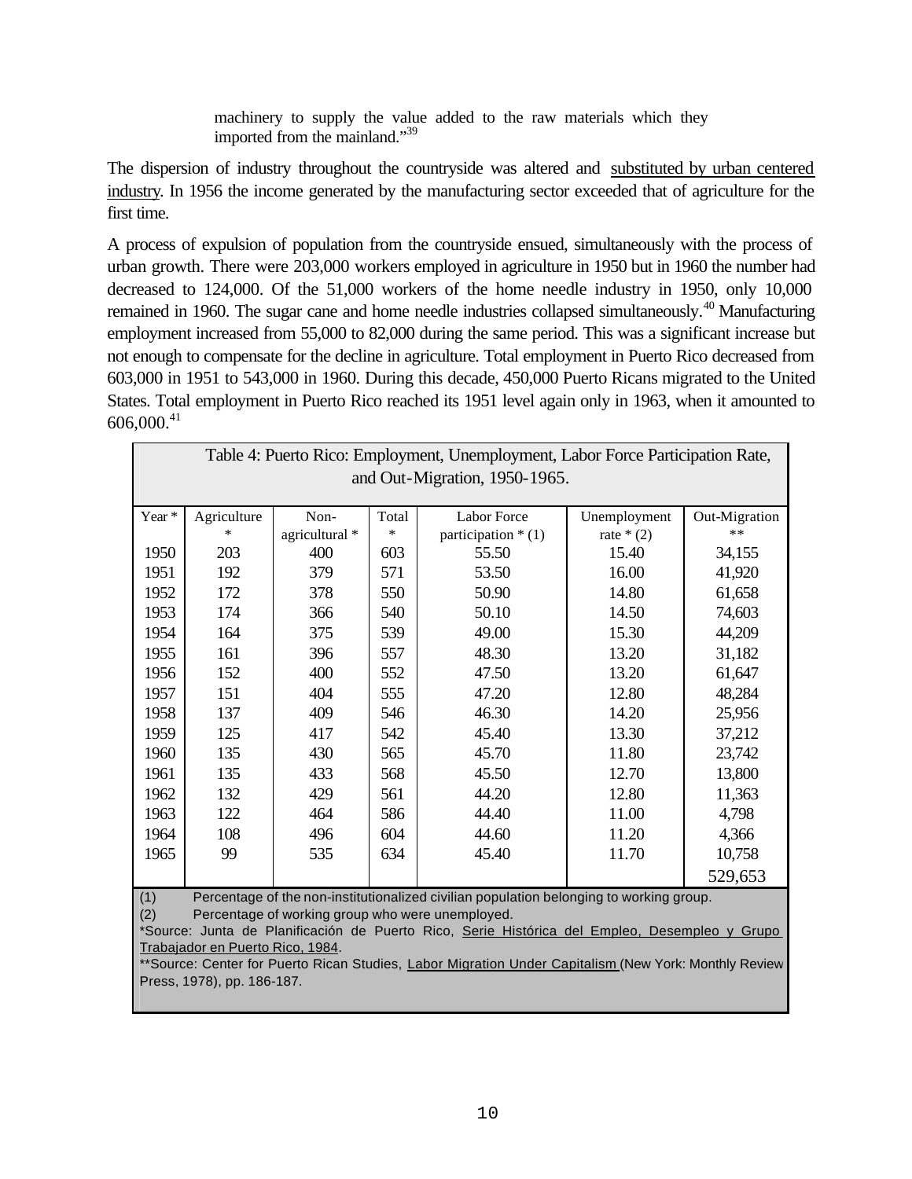> machinery to supply the value added to the raw materials which they imported from the mainland."[39]

The dispersion of industry throughout the countryside was altered and substituted by urban centered industry. In 1956 the income generated by the manufacturing sector exceeded that of agriculture for the first time.

A process of expulsion of population from the countryside ensued, simultaneously with the process of urban growth. There were 203,000 workers employed in agriculture in 1950 but in 1960 the number had decreased to 124,000. Of the 51,000 workers of the home needle industry in 1950, only 10,000 remained in 1960. The sugar cane and home needle industries collapsed simultaneously.[40] Manufacturing employment increased from 55,000 to 82,000 during the same period. This was a significant increase but not enough to compensate for the decline in agriculture. Total employment in Puerto Rico decreased from 603,000 in 1951 to 543,000 in 1960. During this decade, 450,000 Puerto Ricans migrated to the United States. Total employment in Puerto Rico reached its 1951 level again only in 1963, when it amounted to 606,000.[41]

Table 4: Puerto Rico: Employment, Unemployment, Labor Force Participation Rate, and Out-Migration, 1950-1965.

| Year * | Agriculture * | Non-agricultural * | Total * | Labor Force participation * (1) | Unemployment rate * (2) | Out-Migration ** |
|---|---|---|---|---|---|---|
| 1950 | 203 | 400 | 603 | 55.50 | 15.40 | 34,155 |
| 1951 | 192 | 379 | 571 | 53.50 | 16.00 | 41,920 |
| 1952 | 172 | 378 | 550 | 50.90 | 14.80 | 61,658 |
| 1953 | 174 | 366 | 540 | 50.10 | 14.50 | 74,603 |
| 1954 | 164 | 375 | 539 | 49.00 | 15.30 | 44,209 |
| 1955 | 161 | 396 | 557 | 48.30 | 13.20 | 31,182 |
| 1956 | 152 | 400 | 552 | 47.50 | 13.20 | 61,647 |
| 1957 | 151 | 404 | 555 | 47.20 | 12.80 | 48,284 |
| 1958 | 137 | 409 | 546 | 46.30 | 14.20 | 25,956 |
| 1959 | 125 | 417 | 542 | 45.40 | 13.30 | 37,212 |
| 1960 | 135 | 430 | 565 | 45.70 | 11.80 | 23,742 |
| 1961 | 135 | 433 | 568 | 45.50 | 12.70 | 13,800 |
| 1962 | 132 | 429 | 561 | 44.20 | 12.80 | 11,363 |
| 1963 | 122 | 464 | 586 | 44.40 | 11.00 | 4,798 |
| 1964 | 108 | 496 | 604 | 44.60 | 11.20 | 4,366 |
| 1965 | 99 | 535 | 634 | 45.40 | 11.70 | 10,758 |
| | | | | | | 529,653 |

(1) Percentage of the non-institutionalized civilian population belonging to working group.
(2) Percentage of working group who were unemployed.
*Source: Junta de Planificación de Puerto Rico, Serie Histórica del Empleo, Desempleo y Grupo Trabajador en Puerto Rico, 1984.
**Source: Center for Puerto Rican Studies, Labor Migration Under Capitalism (New York: Monthly Review Press, 1978), pp. 186-187.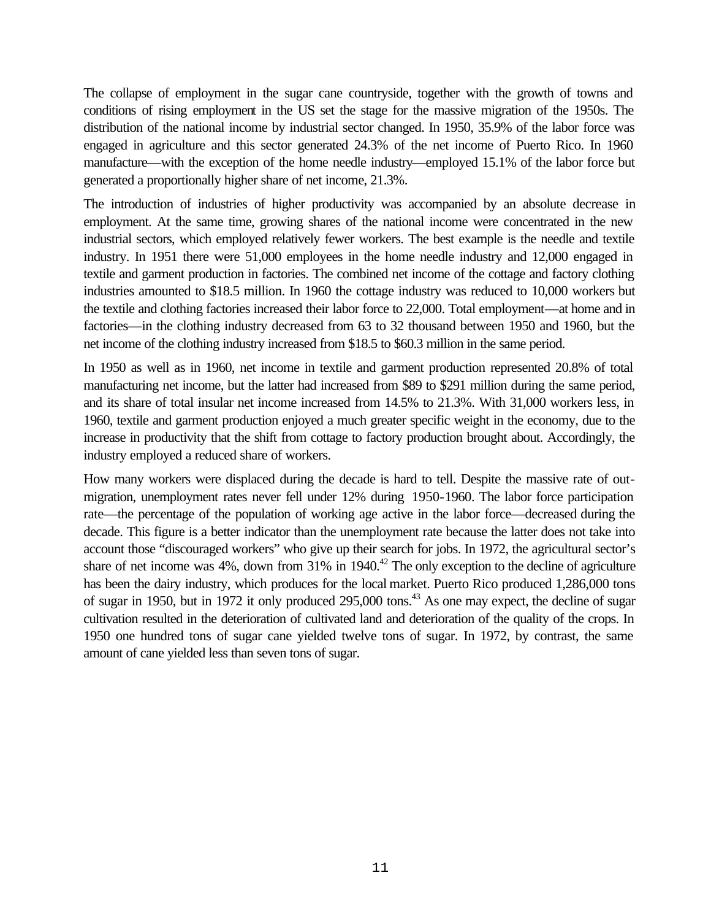The collapse of employment in the sugar cane countryside, together with the growth of towns and conditions of rising employment in the US set the stage for the massive migration of the 1950s. The distribution of the national income by industrial sector changed. In 1950, 35.9% of the labor force was engaged in agriculture and this sector generated 24.3% of the net income of Puerto Rico. In 1960 manufacture—with the exception of the home needle industry—employed 15.1% of the labor force but generated a proportionally higher share of net income, 21.3%.

The introduction of industries of higher productivity was accompanied by an absolute decrease in employment. At the same time, growing shares of the national income were concentrated in the new industrial sectors, which employed relatively fewer workers. The best example is the needle and textile industry. In 1951 there were 51,000 employees in the home needle industry and 12,000 engaged in textile and garment production in factories. The combined net income of the cottage and factory clothing industries amounted to $18.5 million. In 1960 the cottage industry was reduced to 10,000 workers but the textile and clothing factories increased their labor force to 22,000. Total employment—at home and in factories—in the clothing industry decreased from 63 to 32 thousand between 1950 and 1960, but the net income of the clothing industry increased from $18.5 to $60.3 million in the same period.

In 1950 as well as in 1960, net income in textile and garment production represented 20.8% of total manufacturing net income, but the latter had increased from $89 to $291 million during the same period, and its share of total insular net income increased from 14.5% to 21.3%. With 31,000 workers less, in 1960, textile and garment production enjoyed a much greater specific weight in the economy, due to the increase in productivity that the shift from cottage to factory production brought about. Accordingly, the industry employed a reduced share of workers.

How many workers were displaced during the decade is hard to tell. Despite the massive rate of out-migration, unemployment rates never fell under 12% during 1950-1960. The labor force participation rate—the percentage of the population of working age active in the labor force—decreased during the decade. This figure is a better indicator than the unemployment rate because the latter does not take into account those "discouraged workers" who give up their search for jobs. In 1972, the agricultural sector's share of net income was 4%, down from 31% in 1940.[42] The only exception to the decline of agriculture has been the dairy industry, which produces for the local market. Puerto Rico produced 1,286,000 tons of sugar in 1950, but in 1972 it only produced 295,000 tons.[43] As one may expect, the decline of sugar cultivation resulted in the deterioration of cultivated land and deterioration of the quality of the crops. In 1950 one hundred tons of sugar cane yielded twelve tons of sugar. In 1972, by contrast, the same amount of cane yielded less than seven tons of sugar.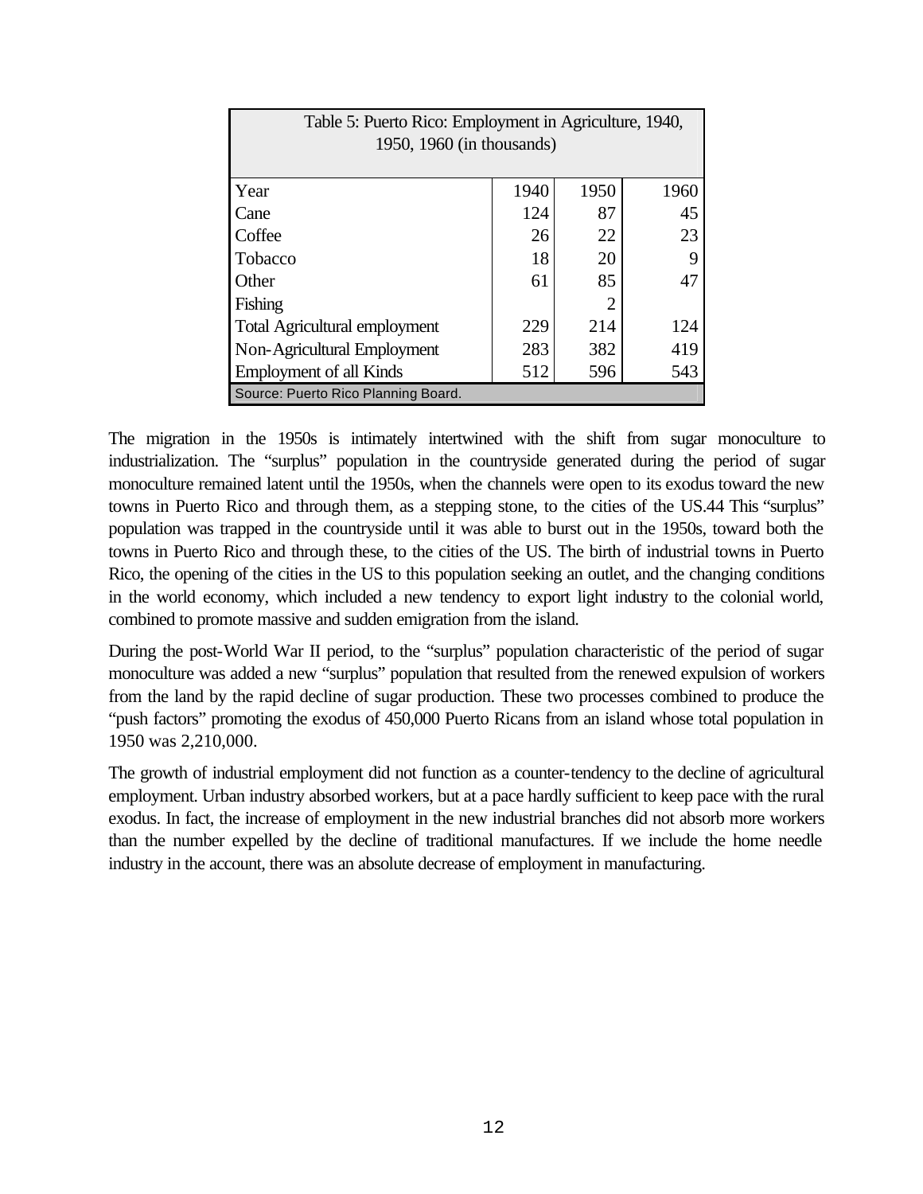Table 5: Puerto Rico: Employment in Agriculture, 1940, 1950, 1960 (in thousands)

| Year | 1940 | 1950 | 1960 |
|---|---|---|---|
| Cane | 124 | 87 | 45 |
| Coffee | 26 | 22 | 23 |
| Tobacco | 18 | 20 | 9 |
| Other | 61 | 85 | 47 |
| Fishing | | 2 | |
| Total Agricultural employment | 229 | 214 | 124 |
| Non-Agricultural Employment | 283 | 382 | 419 |
| Employment of all Kinds | 512 | 596 | 543 |

Source: Puerto Rico Planning Board.

The migration in the 1950s is intimately intertwined with the shift from sugar monoculture to industrialization. The "surplus" population in the countryside generated during the period of sugar monoculture remained latent until the 1950s, when the channels were open to its exodus toward the new towns in Puerto Rico and through them, as a stepping stone, to the cities of the US.44 This "surplus" population was trapped in the countryside until it was able to burst out in the 1950s, toward both the towns in Puerto Rico and through these, to the cities of the US. The birth of industrial towns in Puerto Rico, the opening of the cities in the US to this population seeking an outlet, and the changing conditions in the world economy, which included a new tendency to export light industry to the colonial world, combined to promote massive and sudden emigration from the island.

During the post-World War II period, to the "surplus" population characteristic of the period of sugar monoculture was added a new "surplus" population that resulted from the renewed expulsion of workers from the land by the rapid decline of sugar production. These two processes combined to produce the "push factors" promoting the exodus of 450,000 Puerto Ricans from an island whose total population in 1950 was 2,210,000.

The growth of industrial employment did not function as a counter-tendency to the decline of agricultural employment. Urban industry absorbed workers, but at a pace hardly sufficient to keep pace with the rural exodus. In fact, the increase of employment in the new industrial branches did not absorb more workers than the number expelled by the decline of traditional manufactures. If we include the home needle industry in the account, there was an absolute decrease of employment in manufacturing.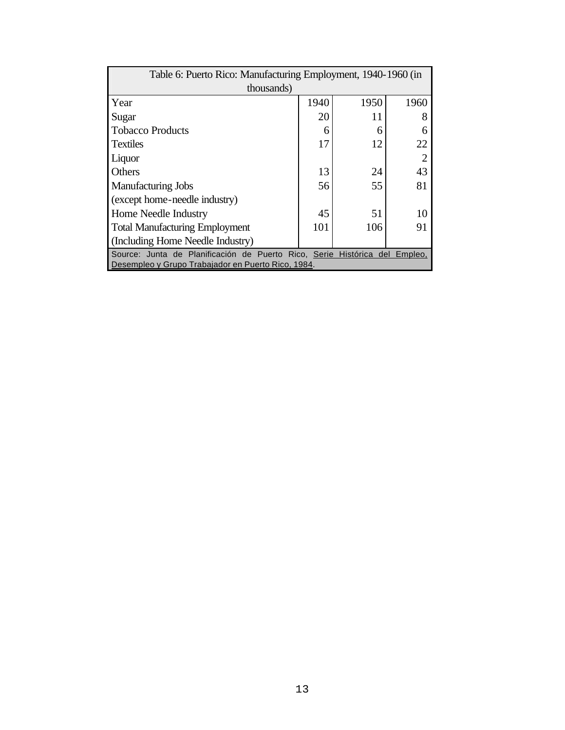Table 6: Puerto Rico: Manufacturing Employment, 1940-1960 (in thousands)

| Year | 1940 | 1950 | 1960 |
|---|---|---|---|
| Sugar | 20 | 11 | 8 |
| Tobacco Products | 6 | 6 | 6 |
| Textiles | 17 | 12 | 22 |
| Liquor | | | 2 |
| Others | 13 | 24 | 43 |
| Manufacturing Jobs (except home-needle industry) | 56 | 55 | 81 |
| Home Needle Industry | 45 | 51 | 10 |
| Total Manufacturing Employment (Including Home Needle Industry) | 101 | 106 | 91 |

Source: Junta de Planificación de Puerto Rico, Serie Histórica del Empleo, Desempleo y Grupo Trabajador en Puerto Rico, 1984.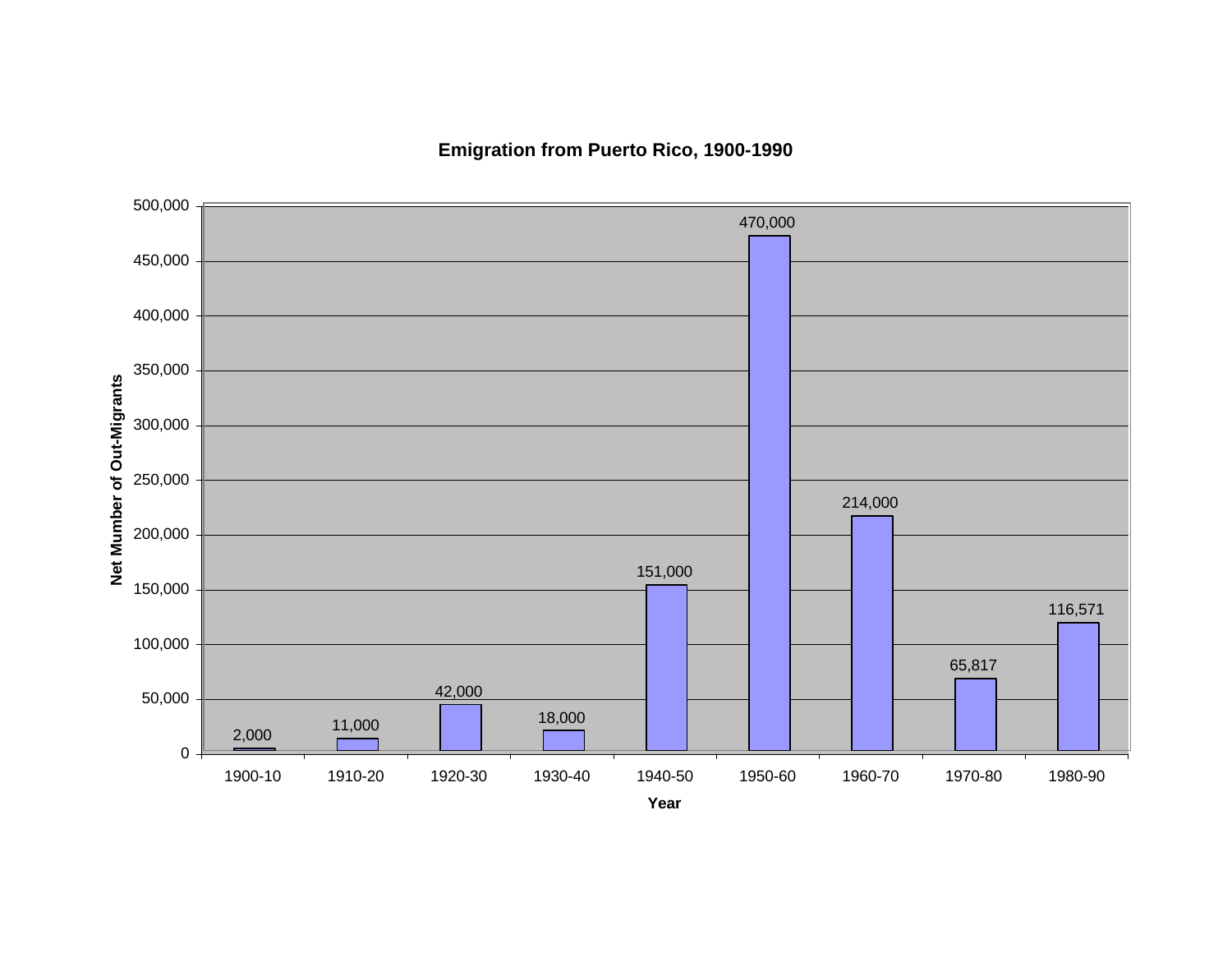**Emigration from Puerto Rico, 1900-1990**

| Year | Net Mumber of Out-Migrants |
|---|---|
| 1900-10 | 2,000 |
| 1910-20 | 11,000 |
| 1920-30 | 42,000 |
| 1930-40 | 18,000 |
| 1940-50 | 151,000 |
| 1950-60 | 470,000 |
| 1960-70 | 214,000 |
| 1970-80 | 65,817 |
| 1980-90 | 116,571 |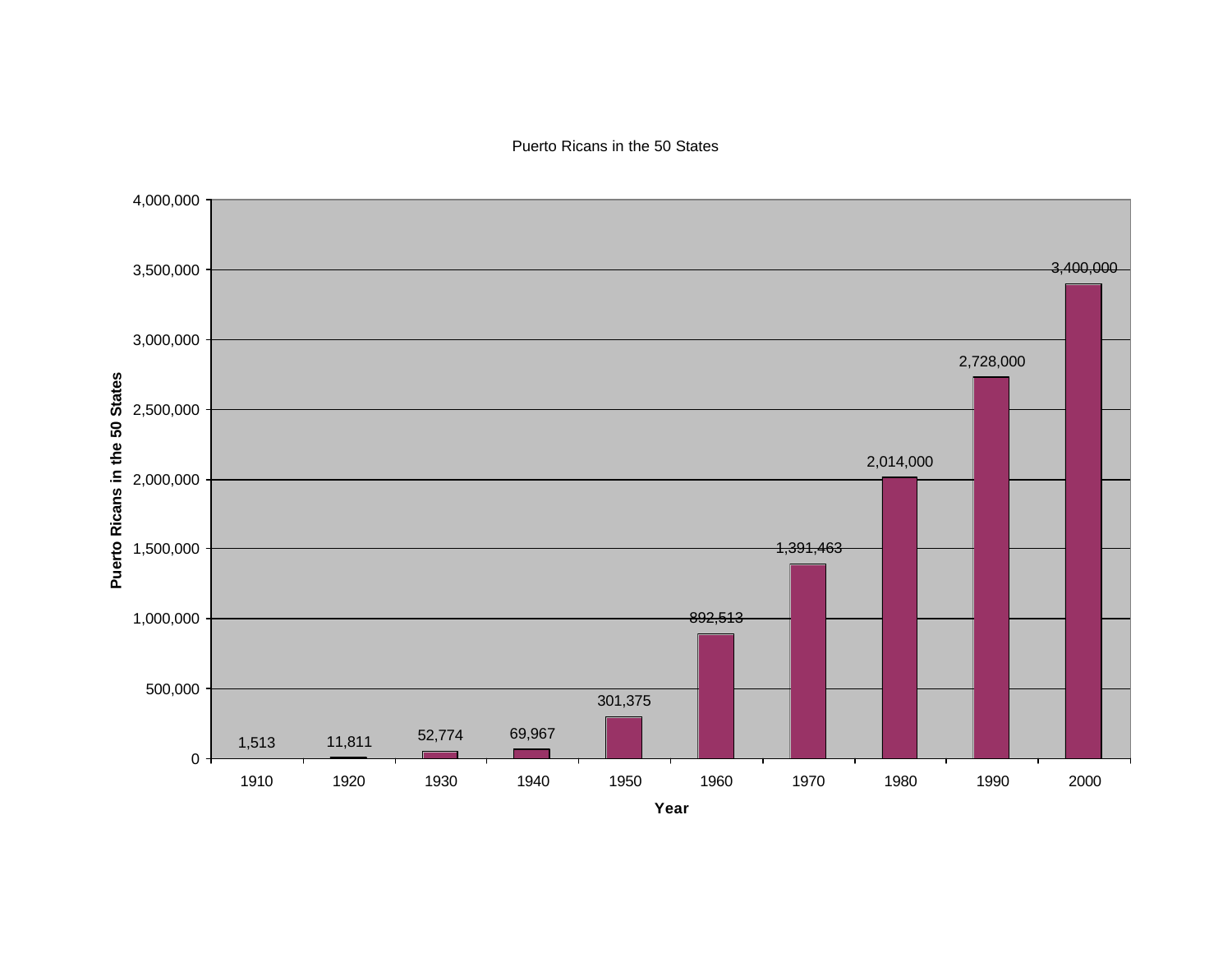Puerto Ricans in the 50 States

| Year | Puerto Ricans in the 50 States |
| --- | --- |
| 1910 | 1,513 |
| 1920 | 11,811 |
| 1930 | 52,774 |
| 1940 | 69,967 |
| 1950 | 301,375 |
| 1960 | 892,513 |
| 1970 | 1,391,463 |
| 1980 | 2,014,000 |
| 1990 | 2,728,000 |
| 2000 | 3,400,000 |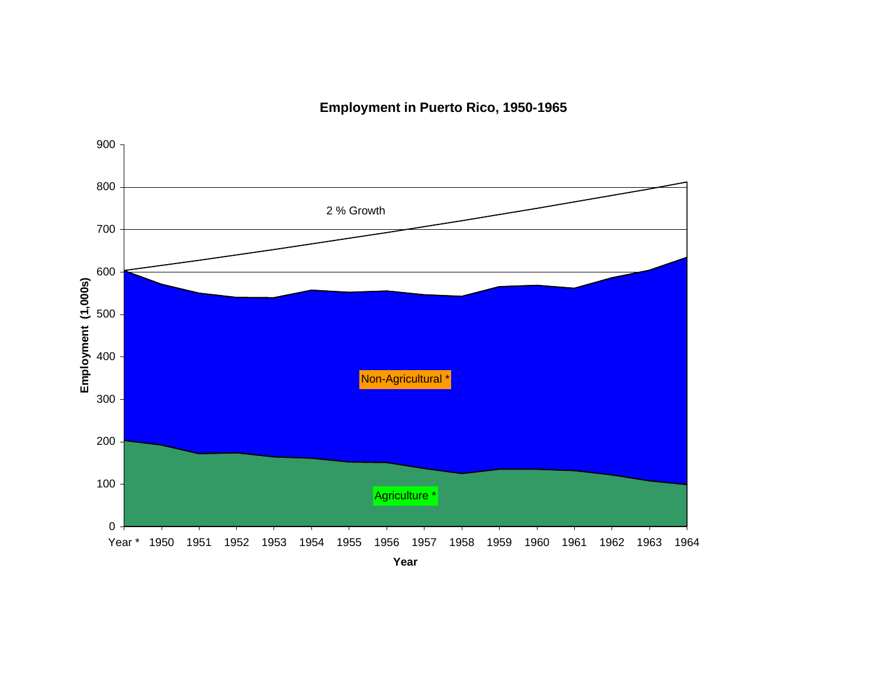**Employment in Puerto Rico, 1950-1965**

Employment (1,000s)

0, 100, 200, 300, 400, 500, 600, 700, 800, 900

2 % Growth

Non-Agricultural *

Agriculture *

Year * 1950 1951 1952 1953 1954 1955 1956 1957 1958 1959 1960 1961 1962 1963 1964

Year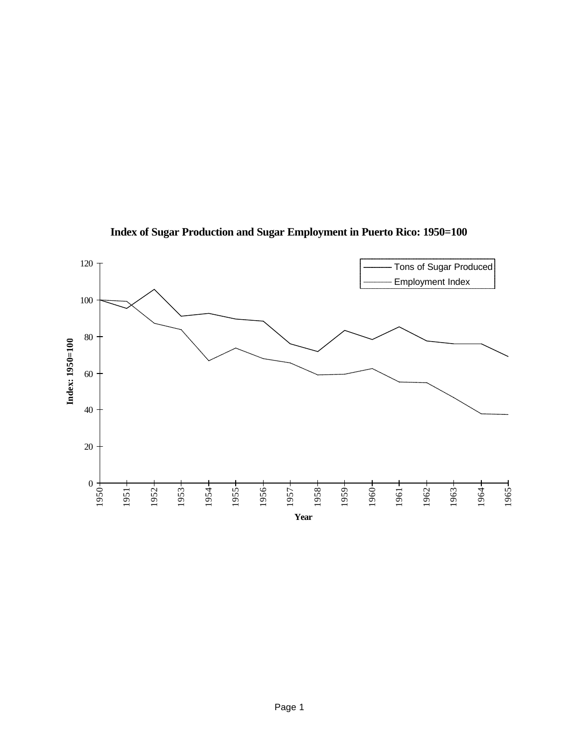**Index of Sugar Production and Sugar Employment in Puerto Rico: 1950=100**

Index: 1950=100

120
100
80
60
40
20
0

1950 1951 1952 1953 1954 1955 1956 1957 1958 1959 1960 1961 1962 1963 1964 1965

**Year**

Tons of Sugar Produced

Employment Index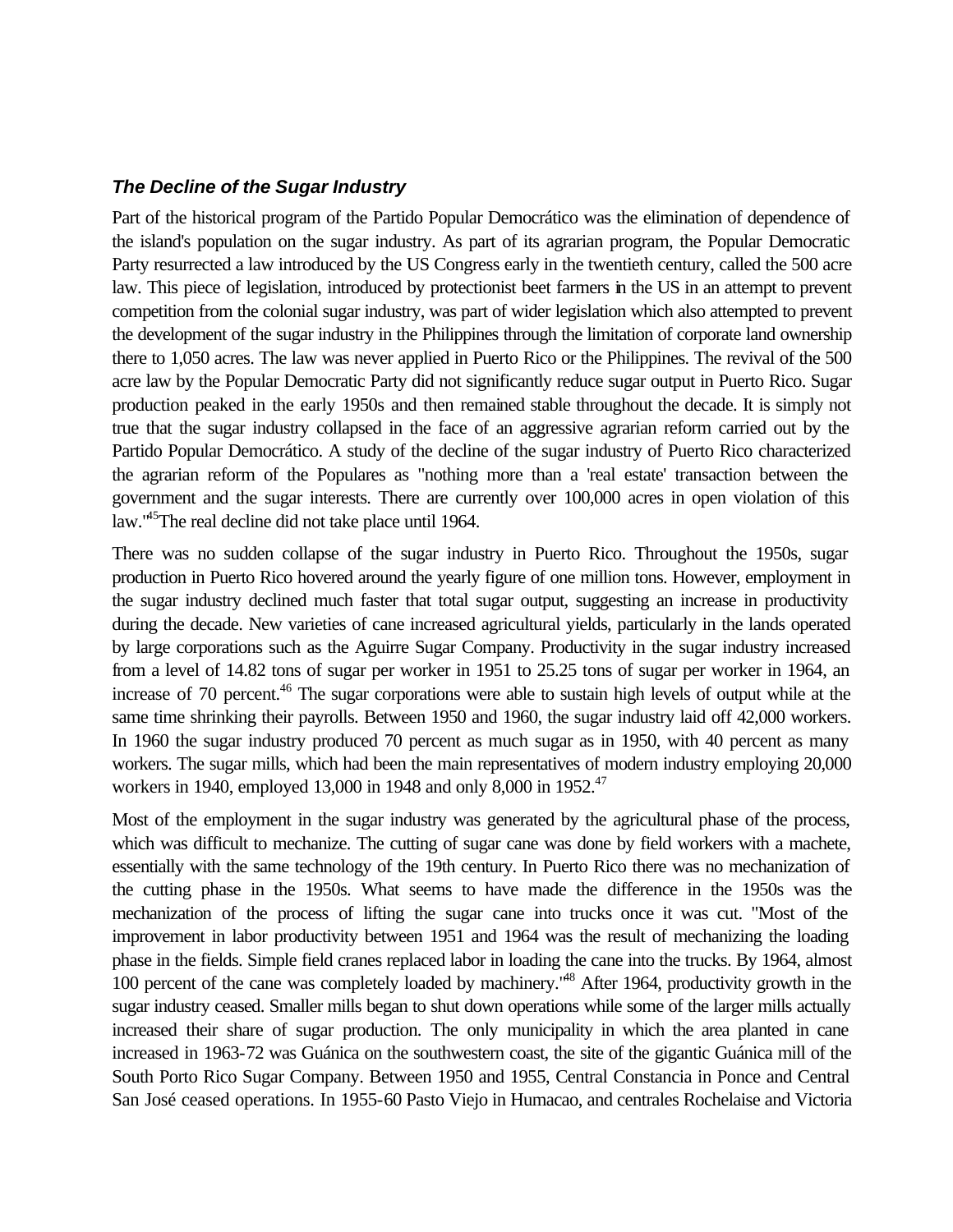### *The Decline of the Sugar Industry*

Part of the historical program of the Partido Popular Democrático was the elimination of dependence of the island's population on the sugar industry. As part of its agrarian program, the Popular Democratic Party resurrected a law introduced by the US Congress early in the twentieth century, called the 500 acre law. This piece of legislation, introduced by protectionist beet farmers in the US in an attempt to prevent competition from the colonial sugar industry, was part of wider legislation which also attempted to prevent the development of the sugar industry in the Philippines through the limitation of corporate land ownership there to 1,050 acres. The law was never applied in Puerto Rico or the Philippines. The revival of the 500 acre law by the Popular Democratic Party did not significantly reduce sugar output in Puerto Rico. Sugar production peaked in the early 1950s and then remained stable throughout the decade. It is simply not true that the sugar industry collapsed in the face of an aggressive agrarian reform carried out by the Partido Popular Democrático. A study of the decline of the sugar industry of Puerto Rico characterized the agrarian reform of the Populares as "nothing more than a 'real estate' transaction between the government and the sugar interests. There are currently over 100,000 acres in open violation of this law."[45]The real decline did not take place until 1964.

There was no sudden collapse of the sugar industry in Puerto Rico. Throughout the 1950s, sugar production in Puerto Rico hovered around the yearly figure of one million tons. However, employment in the sugar industry declined much faster that total sugar output, suggesting an increase in productivity during the decade. New varieties of cane increased agricultural yields, particularly in the lands operated by large corporations such as the Aguirre Sugar Company. Productivity in the sugar industry increased from a level of 14.82 tons of sugar per worker in 1951 to 25.25 tons of sugar per worker in 1964, an increase of 70 percent.[46] The sugar corporations were able to sustain high levels of output while at the same time shrinking their payrolls. Between 1950 and 1960, the sugar industry laid off 42,000 workers. In 1960 the sugar industry produced 70 percent as much sugar as in 1950, with 40 percent as many workers. The sugar mills, which had been the main representatives of modern industry employing 20,000 workers in 1940, employed 13,000 in 1948 and only 8,000 in 1952.[47]

Most of the employment in the sugar industry was generated by the agricultural phase of the process, which was difficult to mechanize. The cutting of sugar cane was done by field workers with a machete, essentially with the same technology of the 19th century. In Puerto Rico there was no mechanization of the cutting phase in the 1950s. What seems to have made the difference in the 1950s was the mechanization of the process of lifting the sugar cane into trucks once it was cut. "Most of the improvement in labor productivity between 1951 and 1964 was the result of mechanizing the loading phase in the fields. Simple field cranes replaced labor in loading the cane into the trucks. By 1964, almost 100 percent of the cane was completely loaded by machinery."[48] After 1964, productivity growth in the sugar industry ceased. Smaller mills began to shut down operations while some of the larger mills actually increased their share of sugar production. The only municipality in which the area planted in cane increased in 1963-72 was Guánica on the southwestern coast, the site of the gigantic Guánica mill of the South Porto Rico Sugar Company. Between 1950 and 1955, Central Constancia in Ponce and Central San José ceased operations. In 1955-60 Pasto Viejo in Humacao, and centrales Rochelaise and Victoria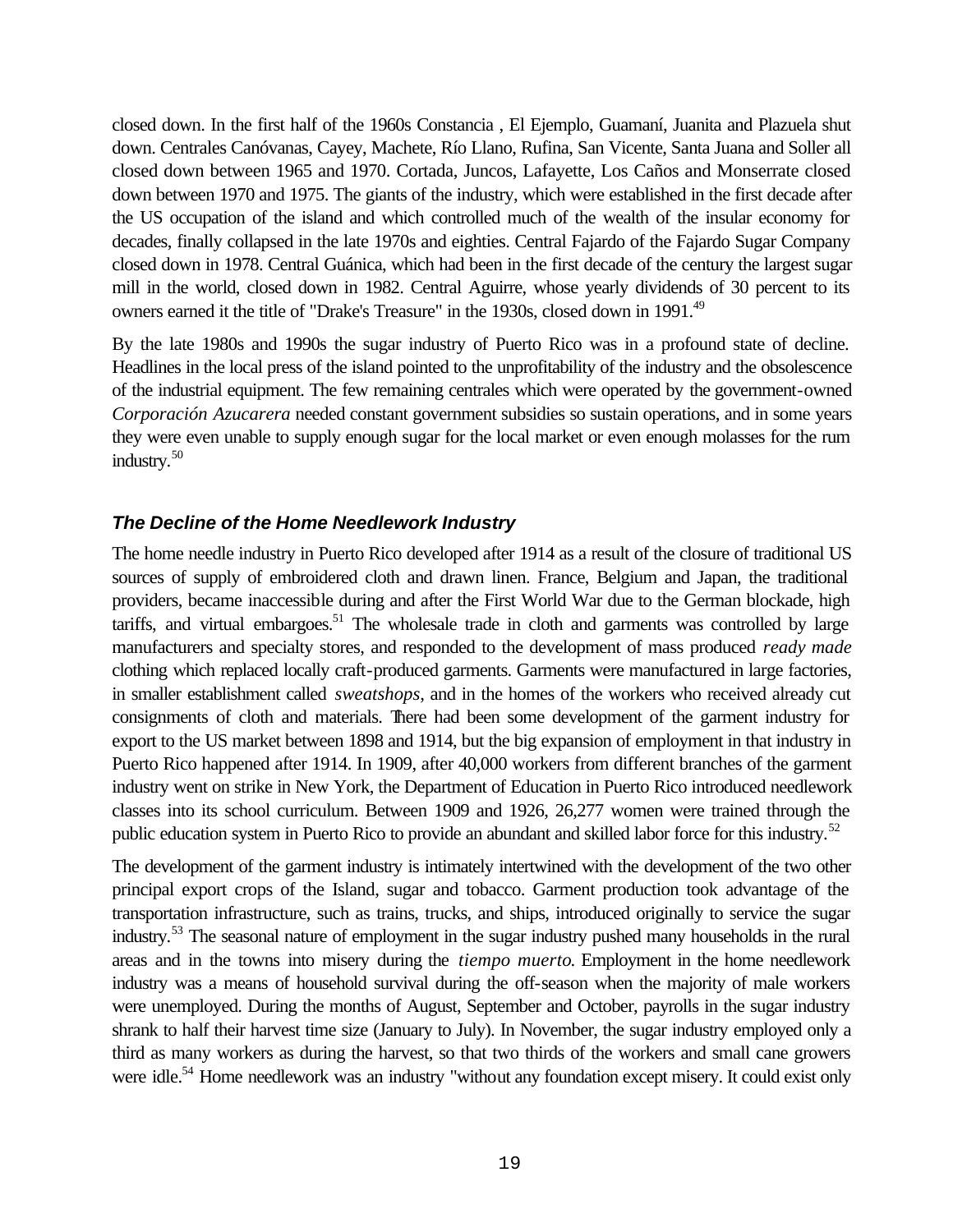closed down. In the first half of the 1960s Constancia , El Ejemplo, Guamaní, Juanita and Plazuela shut down. Centrales Canóvanas, Cayey, Machete, Río Llano, Rufina, San Vicente, Santa Juana and Soller all closed down between 1965 and 1970. Cortada, Juncos, Lafayette, Los Caños and Monserrate closed down between 1970 and 1975. The giants of the industry, which were established in the first decade after the US occupation of the island and which controlled much of the wealth of the insular economy for decades, finally collapsed in the late 1970s and eighties. Central Fajardo of the Fajardo Sugar Company closed down in 1978. Central Guánica, which had been in the first decade of the century the largest sugar mill in the world, closed down in 1982. Central Aguirre, whose yearly dividends of 30 percent to its owners earned it the title of "Drake's Treasure" in the 1930s, closed down in 1991.[49]

By the late 1980s and 1990s the sugar industry of Puerto Rico was in a profound state of decline. Headlines in the local press of the island pointed to the unprofitability of the industry and the obsolescence of the industrial equipment. The few remaining centrales which were operated by the government-owned *Corporación Azucarera* needed constant government subsidies so sustain operations, and in some years they were even unable to supply enough sugar for the local market or even enough molasses for the rum industry.[50]

### *The Decline of the Home Needlework Industry*

The home needle industry in Puerto Rico developed after 1914 as a result of the closure of traditional US sources of supply of embroidered cloth and drawn linen. France, Belgium and Japan, the traditional providers, became inaccessible during and after the First World War due to the German blockade, high tariffs, and virtual embargoes.[51] The wholesale trade in cloth and garments was controlled by large manufacturers and specialty stores, and responded to the development of mass produced *ready made* clothing which replaced locally craft-produced garments. Garments were manufactured in large factories, in smaller establishment called *sweatshops*, and in the homes of the workers who received already cut consignments of cloth and materials. There had been some development of the garment industry for export to the US market between 1898 and 1914, but the big expansion of employment in that industry in Puerto Rico happened after 1914. In 1909, after 40,000 workers from different branches of the garment industry went on strike in New York, the Department of Education in Puerto Rico introduced needlework classes into its school curriculum. Between 1909 and 1926, 26,277 women were trained through the public education system in Puerto Rico to provide an abundant and skilled labor force for this industry.[52]

The development of the garment industry is intimately intertwined with the development of the two other principal export crops of the Island, sugar and tobacco. Garment production took advantage of the transportation infrastructure, such as trains, trucks, and ships, introduced originally to service the sugar industry.[53] The seasonal nature of employment in the sugar industry pushed many households in the rural areas and in the towns into misery during the *tiempo muerto*. Employment in the home needlework industry was a means of household survival during the off-season when the majority of male workers were unemployed. During the months of August, September and October, payrolls in the sugar industry shrank to half their harvest time size (January to July). In November, the sugar industry employed only a third as many workers as during the harvest, so that two thirds of the workers and small cane growers were idle.[54] Home needlework was an industry "without any foundation except misery. It could exist only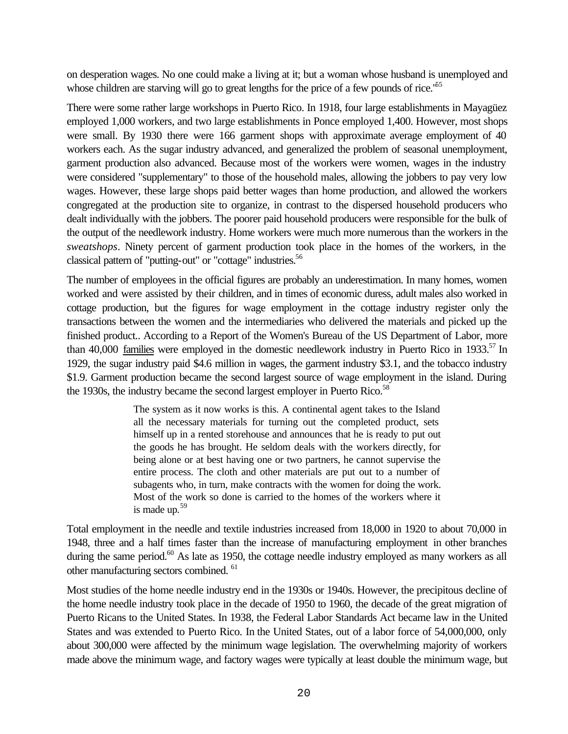on desperation wages. No one could make a living at it; but a woman whose husband is unemployed and whose children are starving will go to great lengths for the price of a few pounds of rice.'[65]

There were some rather large workshops in Puerto Rico. In 1918, four large establishments in Mayagüez employed 1,000 workers, and two large establishments in Ponce employed 1,400. However, most shops were small. By 1930 there were 166 garment shops with approximate average employment of 40 workers each. As the sugar industry advanced, and generalized the problem of seasonal unemployment, garment production also advanced. Because most of the workers were women, wages in the industry were considered "supplementary" to those of the household males, allowing the jobbers to pay very low wages. However, these large shops paid better wages than home production, and allowed the workers congregated at the production site to organize, in contrast to the dispersed household producers who dealt individually with the jobbers. The poorer paid household producers were responsible for the bulk of the output of the needlework industry. Home workers were much more numerous than the workers in the *sweatshops*. Ninety percent of garment production took place in the homes of the workers, in the classical pattern of "putting-out" or "cottage" industries.[56]

The number of employees in the official figures are probably an underestimation. In many homes, women worked and were assisted by their children, and in times of economic duress, adult males also worked in cottage production, but the figures for wage employment in the cottage industry register only the transactions between the women and the intermediaries who delivered the materials and picked up the finished product.. According to a Report of the Women's Bureau of the US Department of Labor, more than 40,000 <u>families</u> were employed in the domestic needlework industry in Puerto Rico in 1933.[57] In 1929, the sugar industry paid $4.6 million in wages, the garment industry $3.1, and the tobacco industry $1.9. Garment production became the second largest source of wage employment in the island. During the 1930s, the industry became the second largest employer in Puerto Rico.[58]

> The system as it now works is this. A continental agent takes to the Island all the necessary materials for turning out the completed product, sets himself up in a rented storehouse and announces that he is ready to put out the goods he has brought. He seldom deals with the workers directly, for being alone or at best having one or two partners, he cannot supervise the entire process. The cloth and other materials are put out to a number of subagents who, in turn, make contracts with the women for doing the work. Most of the work so done is carried to the homes of the workers where it is made up.[59]

Total employment in the needle and textile industries increased from 18,000 in 1920 to about 70,000 in 1948, three and a half times faster than the increase of manufacturing employment in other branches during the same period.[60] As late as 1950, the cottage needle industry employed as many workers as all other manufacturing sectors combined.[61]

Most studies of the home needle industry end in the 1930s or 1940s. However, the precipitous decline of the home needle industry took place in the decade of 1950 to 1960, the decade of the great migration of Puerto Ricans to the United States. In 1938, the Federal Labor Standards Act became law in the United States and was extended to Puerto Rico. In the United States, out of a labor force of 54,000,000, only about 300,000 were affected by the minimum wage legislation. The overwhelming majority of workers made above the minimum wage, and factory wages were typically at least double the minimum wage, but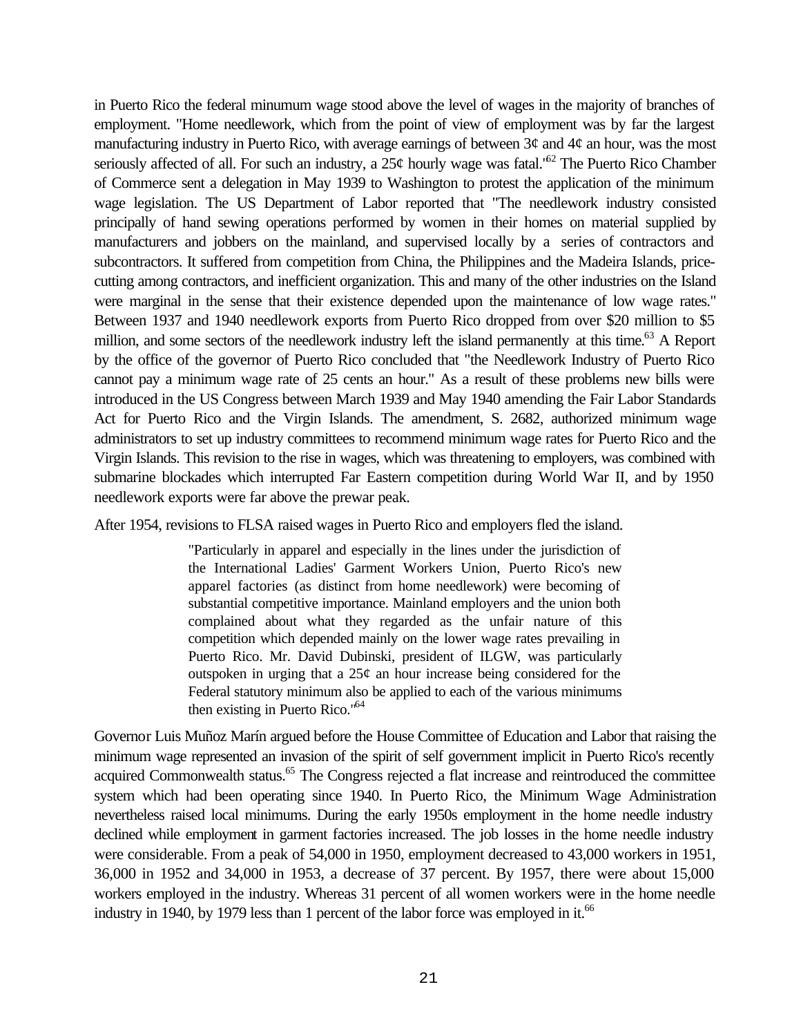in Puerto Rico the federal minumum wage stood above the level of wages in the majority of branches of employment. "Home needlework, which from the point of view of employment was by far the largest manufacturing industry in Puerto Rico, with average earnings of between 3¢ and 4¢ an hour, was the most seriously affected of all. For such an industry, a 25¢ hourly wage was fatal.'[62] The Puerto Rico Chamber of Commerce sent a delegation in May 1939 to Washington to protest the application of the minimum wage legislation. The US Department of Labor reported that "The needlework industry consisted principally of hand sewing operations performed by women in their homes on material supplied by manufacturers and jobbers on the mainland, and supervised locally by a series of contractors and subcontractors. It suffered from competition from China, the Philippines and the Madeira Islands, price-cutting among contractors, and inefficient organization. This and many of the other industries on the Island were marginal in the sense that their existence depended upon the maintenance of low wage rates." Between 1937 and 1940 needlework exports from Puerto Rico dropped from over $20 million to $5 million, and some sectors of the needlework industry left the island permanently at this time.[63] A Report by the office of the governor of Puerto Rico concluded that "the Needlework Industry of Puerto Rico cannot pay a minimum wage rate of 25 cents an hour." As a result of these problems new bills were introduced in the US Congress between March 1939 and May 1940 amending the Fair Labor Standards Act for Puerto Rico and the Virgin Islands. The amendment, S. 2682, authorized minimum wage administrators to set up industry committees to recommend minimum wage rates for Puerto Rico and the Virgin Islands. This revision to the rise in wages, which was threatening to employers, was combined with submarine blockades which interrupted Far Eastern competition during World War II, and by 1950 needlework exports were far above the prewar peak.

After 1954, revisions to FLSA raised wages in Puerto Rico and employers fled the island.

> "Particularly in apparel and especially in the lines under the jurisdiction of the International Ladies' Garment Workers Union, Puerto Rico's new apparel factories (as distinct from home needlework) were becoming of substantial competitive importance. Mainland employers and the union both complained about what they regarded as the unfair nature of this competition which depended mainly on the lower wage rates prevailing in Puerto Rico. Mr. David Dubinski, president of ILGW, was particularly outspoken in urging that a 25¢ an hour increase being considered for the Federal statutory minimum also be applied to each of the various minimums then existing in Puerto Rico."[64]

Governor Luis Muñoz Marín argued before the House Committee of Education and Labor that raising the minimum wage represented an invasion of the spirit of self government implicit in Puerto Rico's recently acquired Commonwealth status.[65] The Congress rejected a flat increase and reintroduced the committee system which had been operating since 1940. In Puerto Rico, the Minimum Wage Administration nevertheless raised local minimums. During the early 1950s employment in the home needle industry declined while employment in garment factories increased. The job losses in the home needle industry were considerable. From a peak of 54,000 in 1950, employment decreased to 43,000 workers in 1951, 36,000 in 1952 and 34,000 in 1953, a decrease of 37 percent. By 1957, there were about 15,000 workers employed in the industry. Whereas 31 percent of all women workers were in the home needle industry in 1940, by 1979 less than 1 percent of the labor force was employed in it.[66]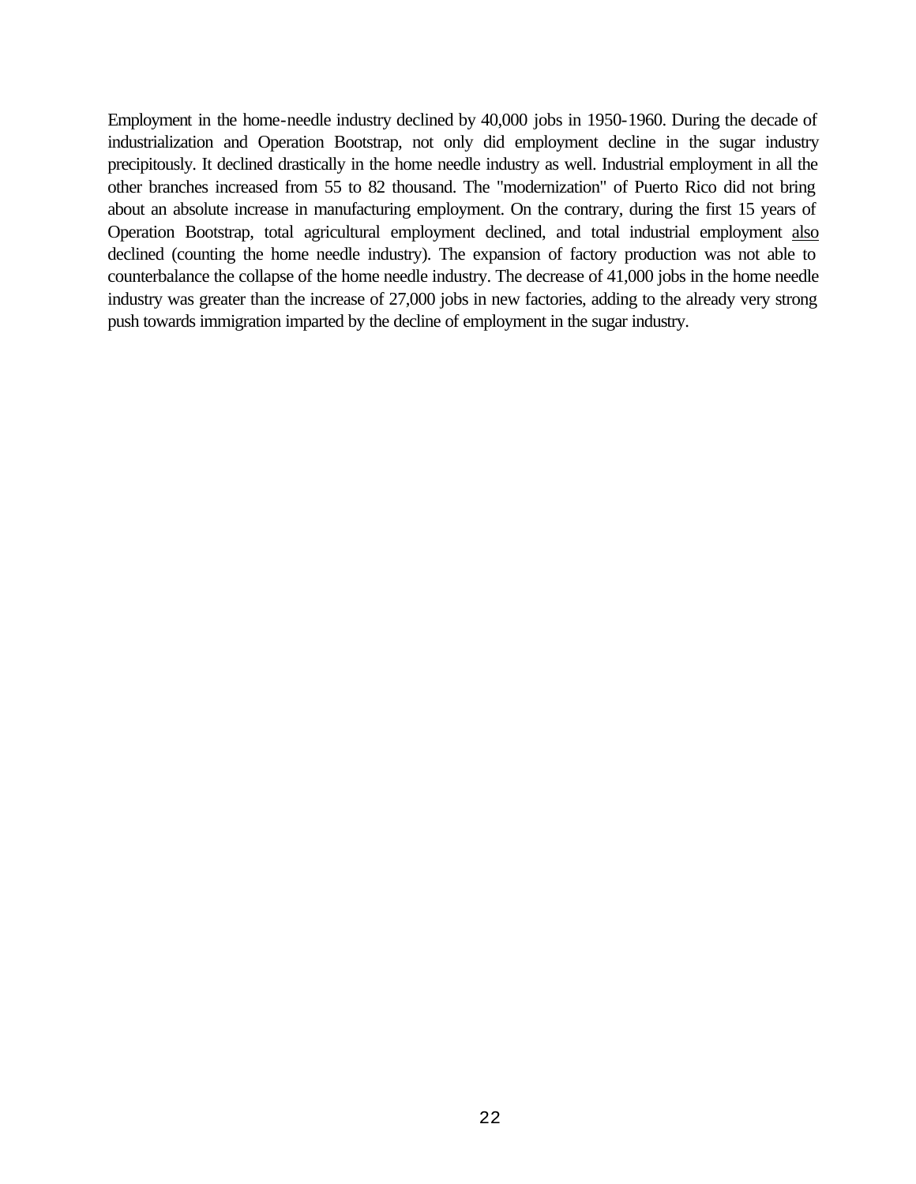Employment in the home-needle industry declined by 40,000 jobs in 1950-1960. During the decade of industrialization and Operation Bootstrap, not only did employment decline in the sugar industry precipitously. It declined drastically in the home needle industry as well. Industrial employment in all the other branches increased from 55 to 82 thousand. The "modernization" of Puerto Rico did not bring about an absolute increase in manufacturing employment. On the contrary, during the first 15 years of Operation Bootstrap, total agricultural employment declined, and total industrial employment <u>also</u> declined (counting the home needle industry). The expansion of factory production was not able to counterbalance the collapse of the home needle industry. The decrease of 41,000 jobs in the home needle industry was greater than the increase of 27,000 jobs in new factories, adding to the already very strong push towards immigration imparted by the decline of employment in the sugar industry.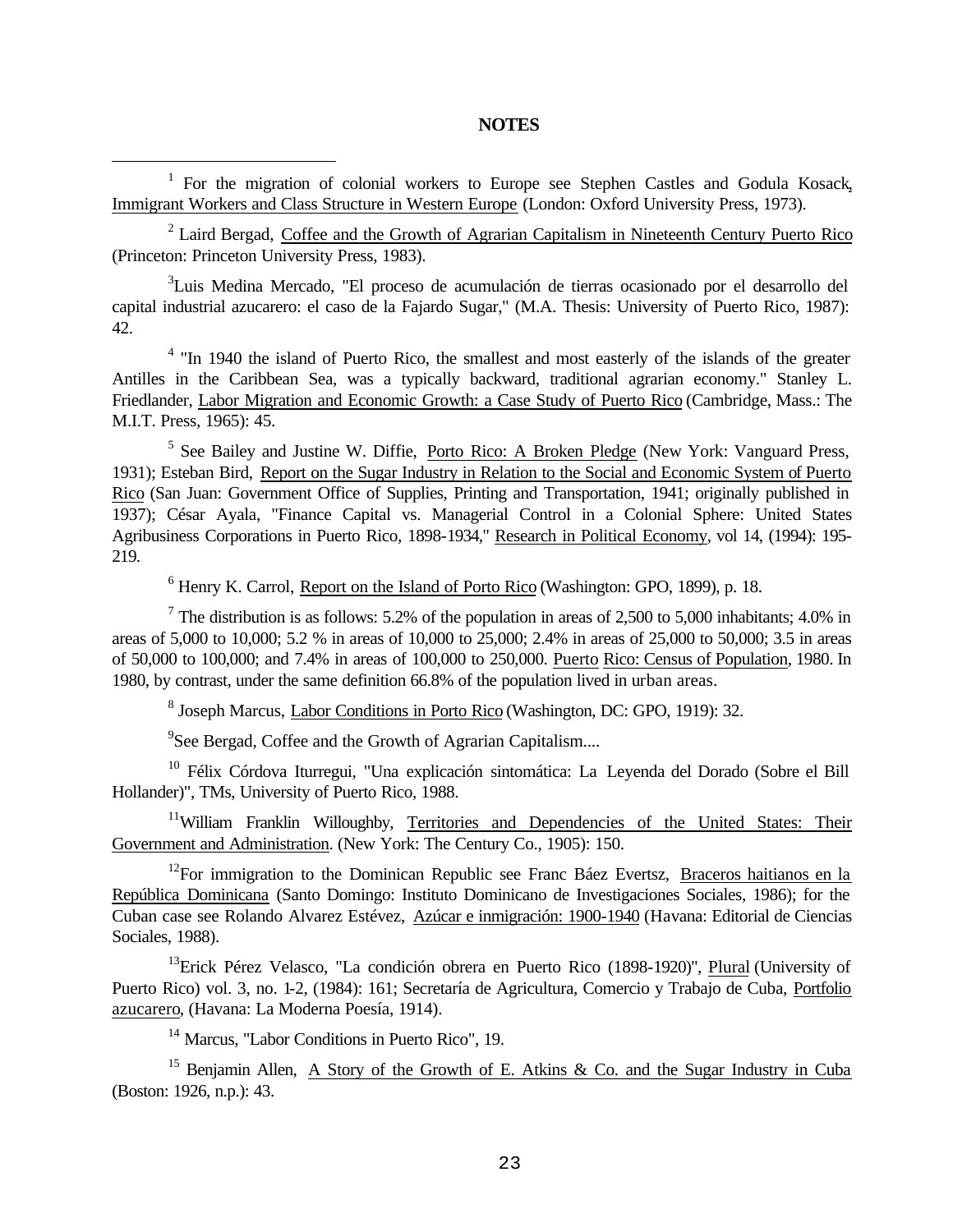## NOTES

[1] For the migration of colonial workers to Europe see Stephen Castles and Godula Kosack, Immigrant Workers and Class Structure in Western Europe (London: Oxford University Press, 1973).

[2] Laird Bergad, Coffee and the Growth of Agrarian Capitalism in Nineteenth Century Puerto Rico (Princeton: Princeton University Press, 1983).

[3] Luis Medina Mercado, "El proceso de acumulación de tierras ocasionado por el desarrollo del capital industrial azucarero: el caso de la Fajardo Sugar," (M.A. Thesis: University of Puerto Rico, 1987): 42.

[4] "In 1940 the island of Puerto Rico, the smallest and most easterly of the islands of the greater Antilles in the Caribbean Sea, was a typically backward, traditional agrarian economy." Stanley L. Friedlander, Labor Migration and Economic Growth: a Case Study of Puerto Rico (Cambridge, Mass.: The M.I.T. Press, 1965): 45.

[5] See Bailey and Justine W. Diffie, Porto Rico: A Broken Pledge (New York: Vanguard Press, 1931); Esteban Bird, Report on the Sugar Industry in Relation to the Social and Economic System of Puerto Rico (San Juan: Government Office of Supplies, Printing and Transportation, 1941; originally published in 1937); César Ayala, "Finance Capital vs. Managerial Control in a Colonial Sphere: United States Agribusiness Corporations in Puerto Rico, 1898-1934," Research in Political Economy, vol 14, (1994): 195-219.

[6] Henry K. Carrol, Report on the Island of Porto Rico (Washington: GPO, 1899), p. 18.

[7] The distribution is as follows: 5.2% of the population in areas of 2,500 to 5,000 inhabitants; 4.0% in areas of 5,000 to 10,000; 5.2 % in areas of 10,000 to 25,000; 2.4% in areas of 25,000 to 50,000; 3.5 in areas of 50,000 to 100,000; and 7.4% in areas of 100,000 to 250,000. Puerto Rico: Census of Population, 1980. In 1980, by contrast, under the same definition 66.8% of the population lived in urban areas.

[8] Joseph Marcus, Labor Conditions in Porto Rico (Washington, DC: GPO, 1919): 32.

[9] See Bergad, Coffee and the Growth of Agrarian Capitalism....

[10] Félix Córdova Iturregui, "Una explicación sintomática: La Leyenda del Dorado (Sobre el Bill Hollander)", TMs, University of Puerto Rico, 1988.

[11] William Franklin Willoughby, Territories and Dependencies of the United States: Their Government and Administration. (New York: The Century Co., 1905): 150.

[12] For immigration to the Dominican Republic see Franc Báez Evertsz, Braceros haitianos en la República Dominicana (Santo Domingo: Instituto Dominicano de Investigaciones Sociales, 1986); for the Cuban case see Rolando Alvarez Estévez, Azúcar e inmigración: 1900-1940 (Havana: Editorial de Ciencias Sociales, 1988).

[13] Erick Pérez Velasco, "La condición obrera en Puerto Rico (1898-1920)", Plural (University of Puerto Rico) vol. 3, no. 1-2, (1984): 161; Secretaría de Agricultura, Comercio y Trabajo de Cuba, Portfolio azucarero, (Havana: La Moderna Poesía, 1914).

[14] Marcus, "Labor Conditions in Puerto Rico", 19.

[15] Benjamin Allen, A Story of the Growth of E. Atkins & Co. and the Sugar Industry in Cuba (Boston: 1926, n.p.): 43.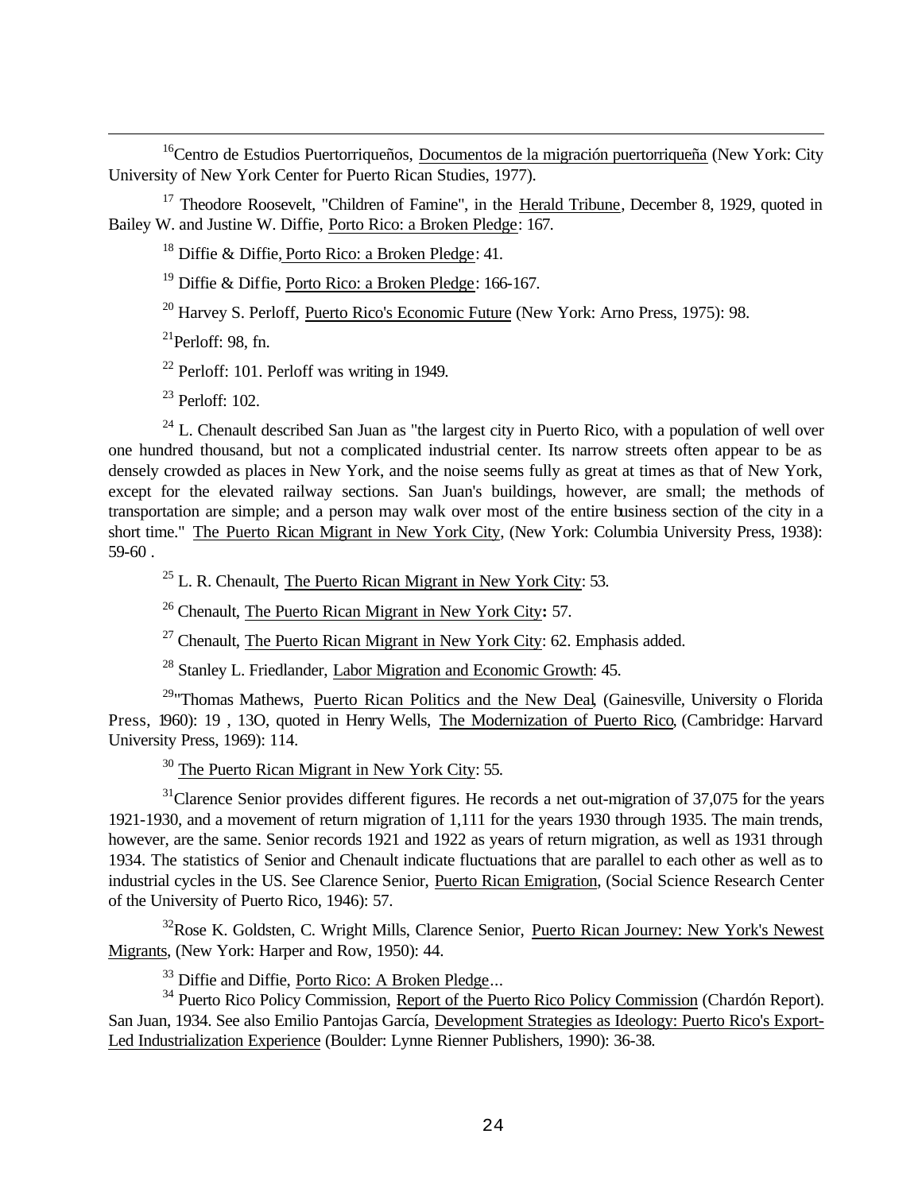[16] Centro de Estudios Puertorriqueños, Documentos de la migración puertorriqueña (New York: City University of New York Center for Puerto Rican Studies, 1977).

[17] Theodore Roosevelt, "Children of Famine", in the Herald Tribune, December 8, 1929, quoted in Bailey W. and Justine W. Diffie, Porto Rico: a Broken Pledge: 167.

[18] Diffie & Diffie, Porto Rico: a Broken Pledge: 41.

[19] Diffie & Diffie, Porto Rico: a Broken Pledge: 166-167.

[20] Harvey S. Perloff, Puerto Rico's Economic Future (New York: Arno Press, 1975): 98.

[21] Perloff: 98, fn.

[22] Perloff: 101. Perloff was writing in 1949.

[23] Perloff: 102.

[24] L. Chenault described San Juan as "the largest city in Puerto Rico, with a population of well over one hundred thousand, but not a complicated industrial center. Its narrow streets often appear to be as densely crowded as places in New York, and the noise seems fully as great at times as that of New York, except for the elevated railway sections. San Juan's buildings, however, are small; the methods of transportation are simple; and a person may walk over most of the entire business section of the city in a short time." The Puerto Rican Migrant in New York City, (New York: Columbia University Press, 1938): 59-60 .

[25] L. R. Chenault, The Puerto Rican Migrant in New York City: 53.

[26] Chenault, The Puerto Rican Migrant in New York City**:** 57.

[27] Chenault, The Puerto Rican Migrant in New York City: 62. Emphasis added.

[28] Stanley L. Friedlander, Labor Migration and Economic Growth: 45.

[29] "Thomas Mathews, Puerto Rican Politics and the New Deal, (Gainesville, University o Florida Press, 1960): 19 , 13O, quoted in Henry Wells, The Modernization of Puerto Rico, (Cambridge: Harvard University Press, 1969): 114.

[30] The Puerto Rican Migrant in New York City: 55.

[31] Clarence Senior provides different figures. He records a net out-migration of 37,075 for the years 1921-1930, and a movement of return migration of 1,111 for the years 1930 through 1935. The main trends, however, are the same. Senior records 1921 and 1922 as years of return migration, as well as 1931 through 1934. The statistics of Senior and Chenault indicate fluctuations that are parallel to each other as well as to industrial cycles in the US. See Clarence Senior, Puerto Rican Emigration, (Social Science Research Center of the University of Puerto Rico, 1946): 57.

[32] Rose K. Goldsten, C. Wright Mills, Clarence Senior, Puerto Rican Journey: New York's Newest Migrants, (New York: Harper and Row, 1950): 44.

[33] Diffie and Diffie, Porto Rico: A Broken Pledge...

[34] Puerto Rico Policy Commission, Report of the Puerto Rico Policy Commission (Chardón Report). San Juan, 1934. See also Emilio Pantojas García, Development Strategies as Ideology: Puerto Rico's Export-Led Industrialization Experience (Boulder: Lynne Rienner Publishers, 1990): 36-38.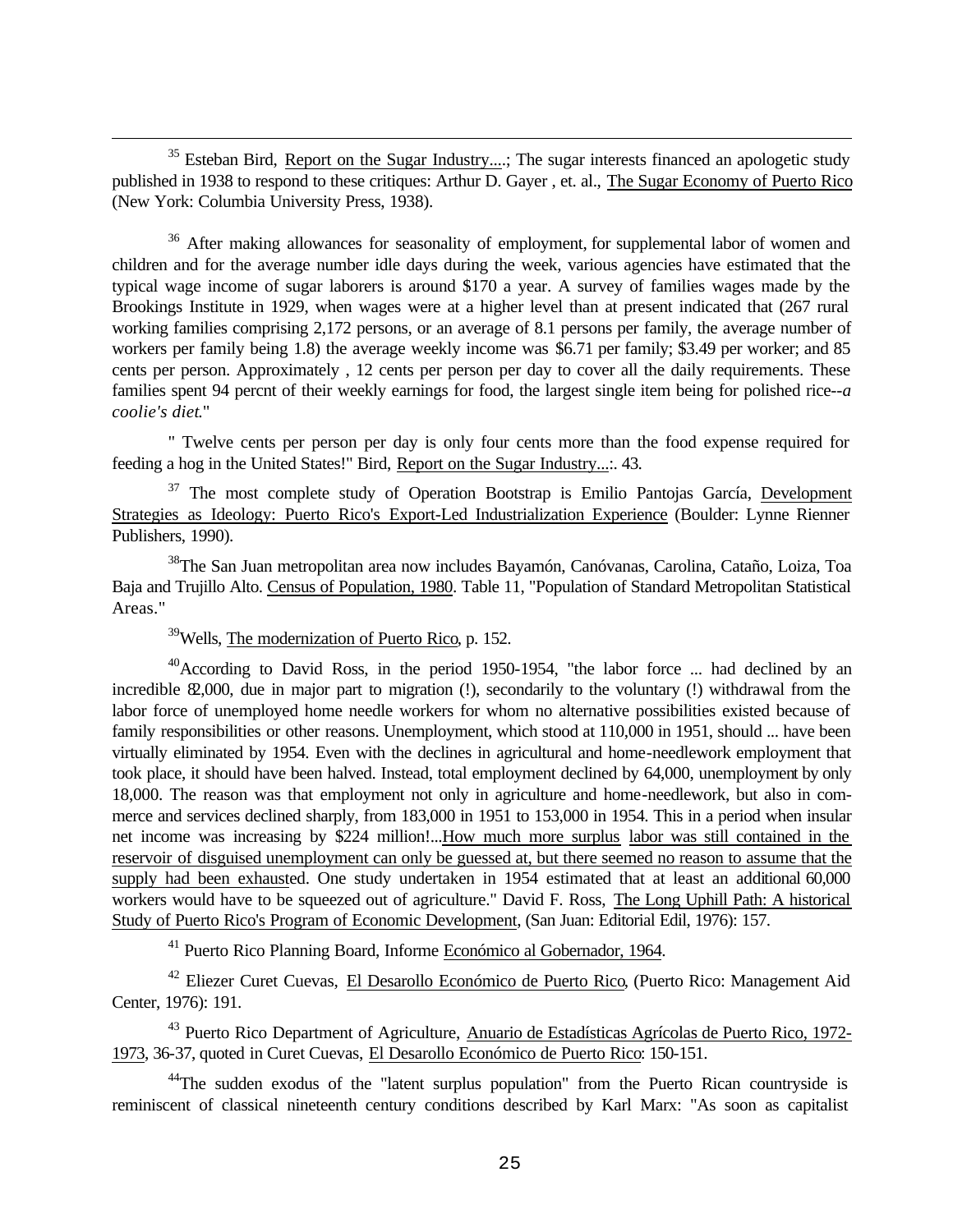[35] Esteban Bird, Report on the Sugar Industry....; The sugar interests financed an apologetic study published in 1938 to respond to these critiques: Arthur D. Gayer , et. al., The Sugar Economy of Puerto Rico (New York: Columbia University Press, 1938).

[36] After making allowances for seasonality of employment, for supplemental labor of women and children and for the average number idle days during the week, various agencies have estimated that the typical wage income of sugar laborers is around $170 a year. A survey of families wages made by the Brookings Institute in 1929, when wages were at a higher level than at present indicated that (267 rural working families comprising 2,172 persons, or an average of 8.1 persons per family, the average number of workers per family being 1.8) the average weekly income was $6.71 per family; $3.49 per worker; and 85 cents per person. Approximately , 12 cents per person per day to cover all the daily requirements. These families spent 94 percnt of their weekly earnings for food, the largest single item being for polished rice--*a coolie's diet.*"

" Twelve cents per person per day is only four cents more than the food expense required for feeding a hog in the United States!" Bird, Report on the Sugar Industry...:. 43.

[37] The most complete study of Operation Bootstrap is Emilio Pantojas García, Development Strategies as Ideology: Puerto Rico's Export-Led Industrialization Experience (Boulder: Lynne Rienner Publishers, 1990).

[38] The San Juan metropolitan area now includes Bayamón, Canóvanas, Carolina, Cataño, Loiza, Toa Baja and Trujillo Alto. Census of Population, 1980. Table 11, "Population of Standard Metropolitan Statistical Areas."

[39] Wells, The modernization of Puerto Rico, p. 152.

[40] According to David Ross, in the period 1950-1954, "the labor force ... had declined by an incredible 82,000, due in major part to migration (!), secondarily to the voluntary (!) withdrawal from the labor force of unemployed home needle workers for whom no alternative possibilities existed because of family responsibilities or other reasons. Unemployment, which stood at 110,000 in 1951, should ... have been virtually eliminated by 1954. Even with the declines in agricultural and home-needlework employment that took place, it should have been halved. Instead, total employment declined by 64,000, unemployment by only 18,000. The reason was that employment not only in agriculture and home-needlework, but also in commerce and services declined sharply, from 183,000 in 1951 to 153,000 in 1954. This in a period when insular net income was increasing by $224 million!...How much more surplus labor was still contained in the reservoir of disguised unemployment can only be guessed at, but there seemed no reason to assume that the supply had been exhausted. One study undertaken in 1954 estimated that at least an additional 60,000 workers would have to be squeezed out of agriculture." David F. Ross, The Long Uphill Path: A historical Study of Puerto Rico's Program of Economic Development, (San Juan: Editorial Edil, 1976): 157.

[41] Puerto Rico Planning Board, Informe Económico al Gobernador, 1964.

[42] Eliezer Curet Cuevas, El Desarollo Económico de Puerto Rico, (Puerto Rico: Management Aid Center, 1976): 191.

[43] Puerto Rico Department of Agriculture, Anuario de Estadísticas Agrícolas de Puerto Rico, 1972-1973, 36-37, quoted in Curet Cuevas, El Desarollo Económico de Puerto Rico: 150-151.

[44] The sudden exodus of the "latent surplus population" from the Puerto Rican countryside is reminiscent of classical nineteenth century conditions described by Karl Marx: "As soon as capitalist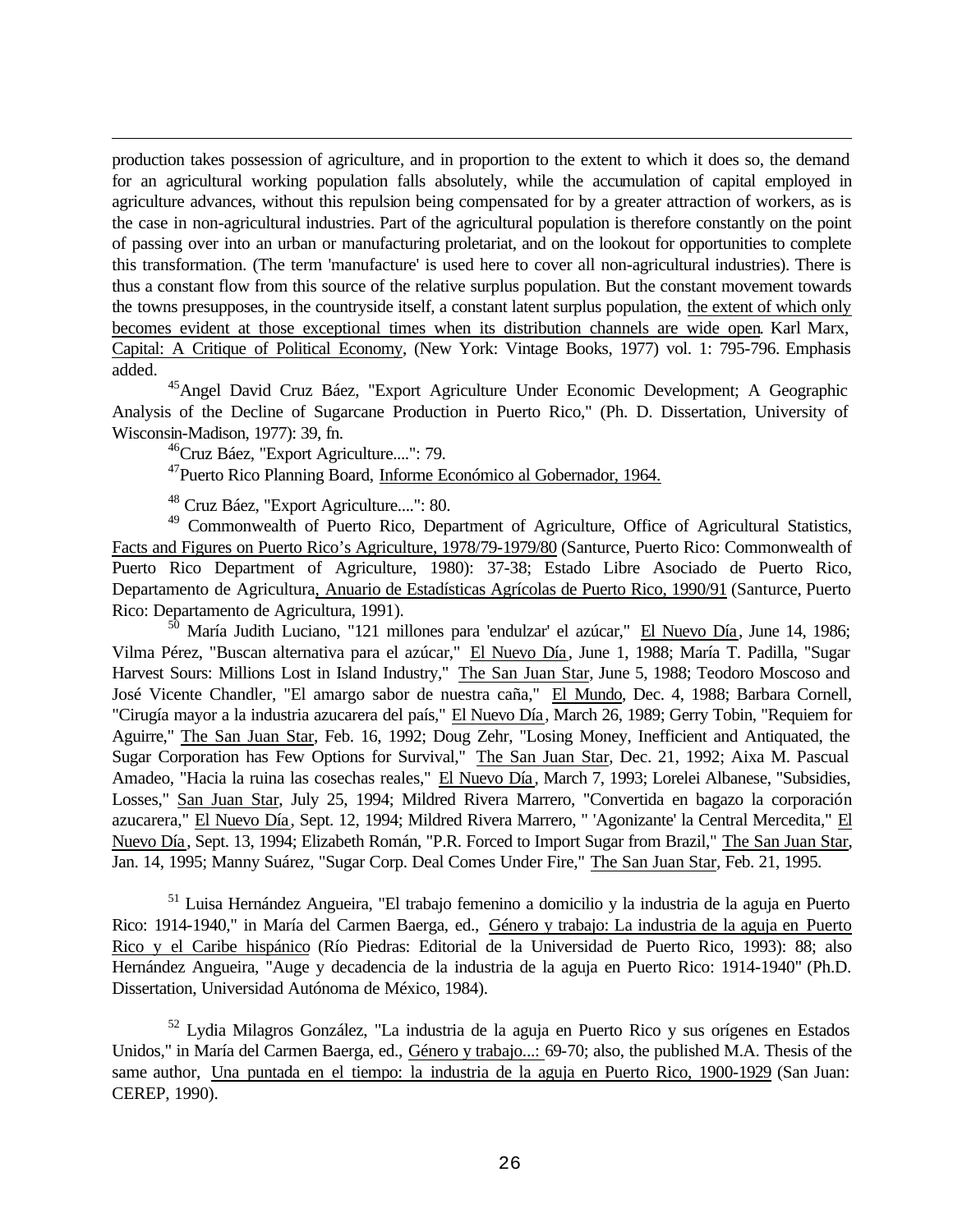production takes possession of agriculture, and in proportion to the extent to which it does so, the demand for an agricultural working population falls absolutely, while the accumulation of capital employed in agriculture advances, without this repulsion being compensated for by a greater attraction of workers, as is the case in non-agricultural industries. Part of the agricultural population is therefore constantly on the point of passing over into an urban or manufacturing proletariat, and on the lookout for opportunities to complete this transformation. (The term 'manufacture' is used here to cover all non-agricultural industries). There is thus a constant flow from this source of the relative surplus population. But the constant movement towards the towns presupposes, in the countryside itself, a constant latent surplus population, the extent of which only becomes evident at those exceptional times when its distribution channels are wide open. Karl Marx, Capital: A Critique of Political Economy, (New York: Vintage Books, 1977) vol. 1: 795-796. Emphasis added.

[45] Angel David Cruz Báez, "Export Agriculture Under Economic Development; A Geographic Analysis of the Decline of Sugarcane Production in Puerto Rico," (Ph. D. Dissertation, University of Wisconsin-Madison, 1977): 39, fn.

[46] Cruz Báez, "Export Agriculture....": 79.

[47] Puerto Rico Planning Board, Informe Económico al Gobernador, 1964.

[48] Cruz Báez, "Export Agriculture....": 80.

[49] Commonwealth of Puerto Rico, Department of Agriculture, Office of Agricultural Statistics, Facts and Figures on Puerto Rico's Agriculture, 1978/79-1979/80 (Santurce, Puerto Rico: Commonwealth of Puerto Rico Department of Agriculture, 1980): 37-38; Estado Libre Asociado de Puerto Rico, Departamento de Agricultura, Anuario de Estadísticas Agrícolas de Puerto Rico, 1990/91 (Santurce, Puerto Rico: Departamento de Agricultura, 1991).

[50] María Judith Luciano, "121 millones para 'endulzar' el azúcar," El Nuevo Día, June 14, 1986; Vilma Pérez, "Buscan alternativa para el azúcar," El Nuevo Día, June 1, 1988; María T. Padilla, "Sugar Harvest Sours: Millions Lost in Island Industry," The San Juan Star, June 5, 1988; Teodoro Moscoso and José Vicente Chandler, "El amargo sabor de nuestra caña," El Mundo, Dec. 4, 1988; Barbara Cornell, "Cirugía mayor a la industria azucarera del país," El Nuevo Día, March 26, 1989; Gerry Tobin, "Requiem for Aguirre," The San Juan Star, Feb. 16, 1992; Doug Zehr, "Losing Money, Inefficient and Antiquated, the Sugar Corporation has Few Options for Survival," The San Juan Star, Dec. 21, 1992; Aixa M. Pascual Amadeo, "Hacia la ruina las cosechas reales," El Nuevo Día, March 7, 1993; Lorelei Albanese, "Subsidies, Losses," San Juan Star, July 25, 1994; Mildred Rivera Marrero, "Convertida en bagazo la corporación azucarera," El Nuevo Día, Sept. 12, 1994; Mildred Rivera Marrero, " 'Agonizante' la Central Mercedita," El Nuevo Día, Sept. 13, 1994; Elizabeth Román, "P.R. Forced to Import Sugar from Brazil," The San Juan Star, Jan. 14, 1995; Manny Suárez, "Sugar Corp. Deal Comes Under Fire," The San Juan Star, Feb. 21, 1995.

[51] Luisa Hernández Angueira, "El trabajo femenino a domicilio y la industria de la aguja en Puerto Rico: 1914-1940," in María del Carmen Baerga, ed., Género y trabajo: La industria de la aguja en Puerto Rico y el Caribe hispánico (Río Piedras: Editorial de la Universidad de Puerto Rico, 1993): 88; also Hernández Angueira, "Auge y decadencia de la industria de la aguja en Puerto Rico: 1914-1940" (Ph.D. Dissertation, Universidad Autónoma de México, 1984).

[52] Lydia Milagros González, "La industria de la aguja en Puerto Rico y sus orígenes en Estados Unidos," in María del Carmen Baerga, ed., Género y trabajo...: 69-70; also, the published M.A. Thesis of the same author, Una puntada en el tiempo: la industria de la aguja en Puerto Rico, 1900-1929 (San Juan: CEREP, 1990).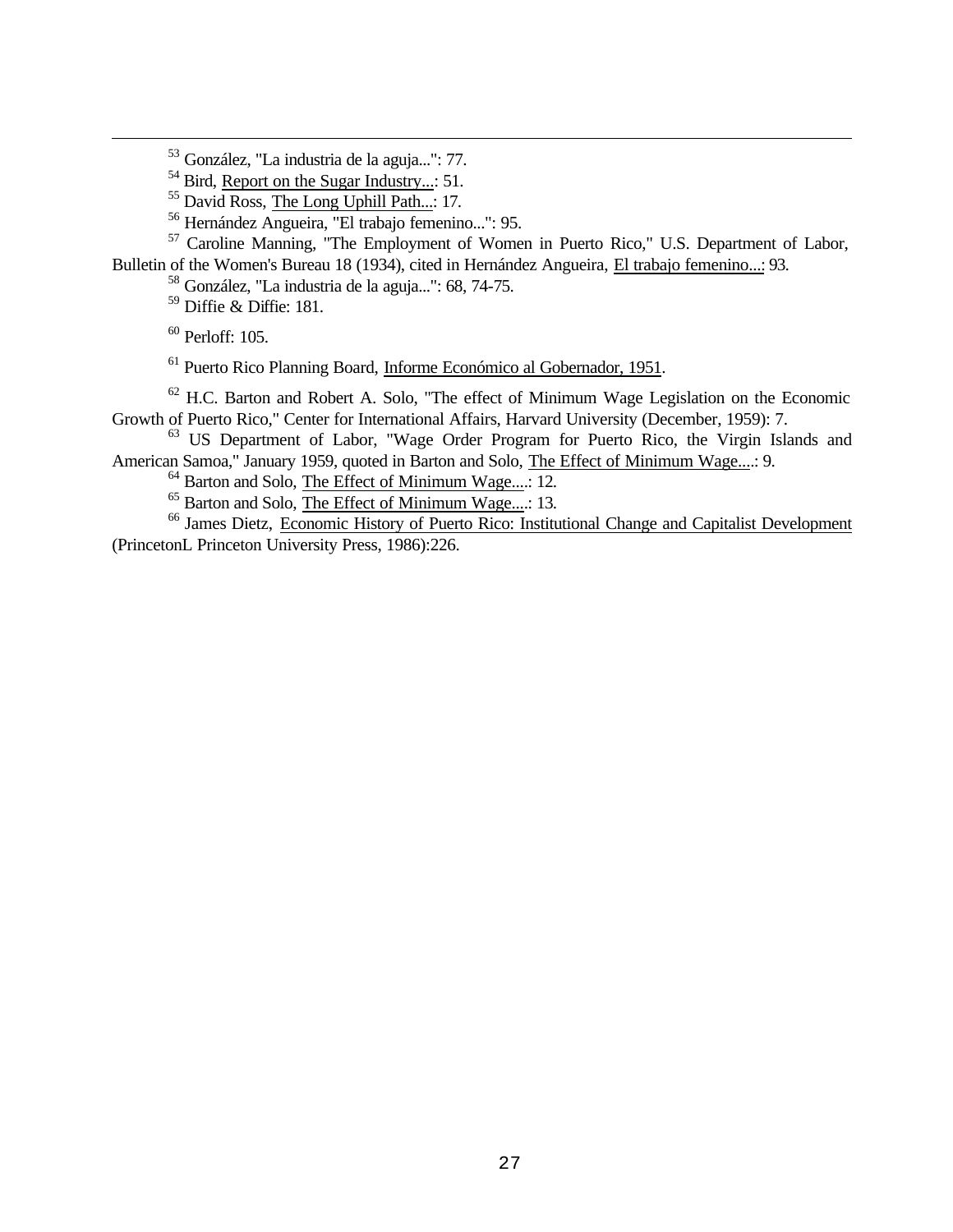[53] González, "La industria de la aguja...": 77.

[54] Bird, Report on the Sugar Industry...: 51.

[55] David Ross, The Long Uphill Path...: 17.

[56] Hernández Angueira, "El trabajo femenino...": 95.

[57] Caroline Manning, "The Employment of Women in Puerto Rico," U.S. Department of Labor, Bulletin of the Women's Bureau 18 (1934), cited in Hernández Angueira, El trabajo femenino...: 93.

[58] González, "La industria de la aguja...": 68, 74-75.

[59] Diffie & Diffie: 181.

[60] Perloff: 105.

[61] Puerto Rico Planning Board, Informe Económico al Gobernador, 1951.

[62] H.C. Barton and Robert A. Solo, "The effect of Minimum Wage Legislation on the Economic Growth of Puerto Rico," Center for International Affairs, Harvard University (December, 1959): 7.

[63] US Department of Labor, "Wage Order Program for Puerto Rico, the Virgin Islands and American Samoa," January 1959, quoted in Barton and Solo, The Effect of Minimum Wage....: 9.

[64] Barton and Solo, The Effect of Minimum Wage....: 12.

[65] Barton and Solo, The Effect of Minimum Wage....: 13.

[66] James Dietz, Economic History of Puerto Rico: Institutional Change and Capitalist Development (PrincetonL Princeton University Press, 1986):226.